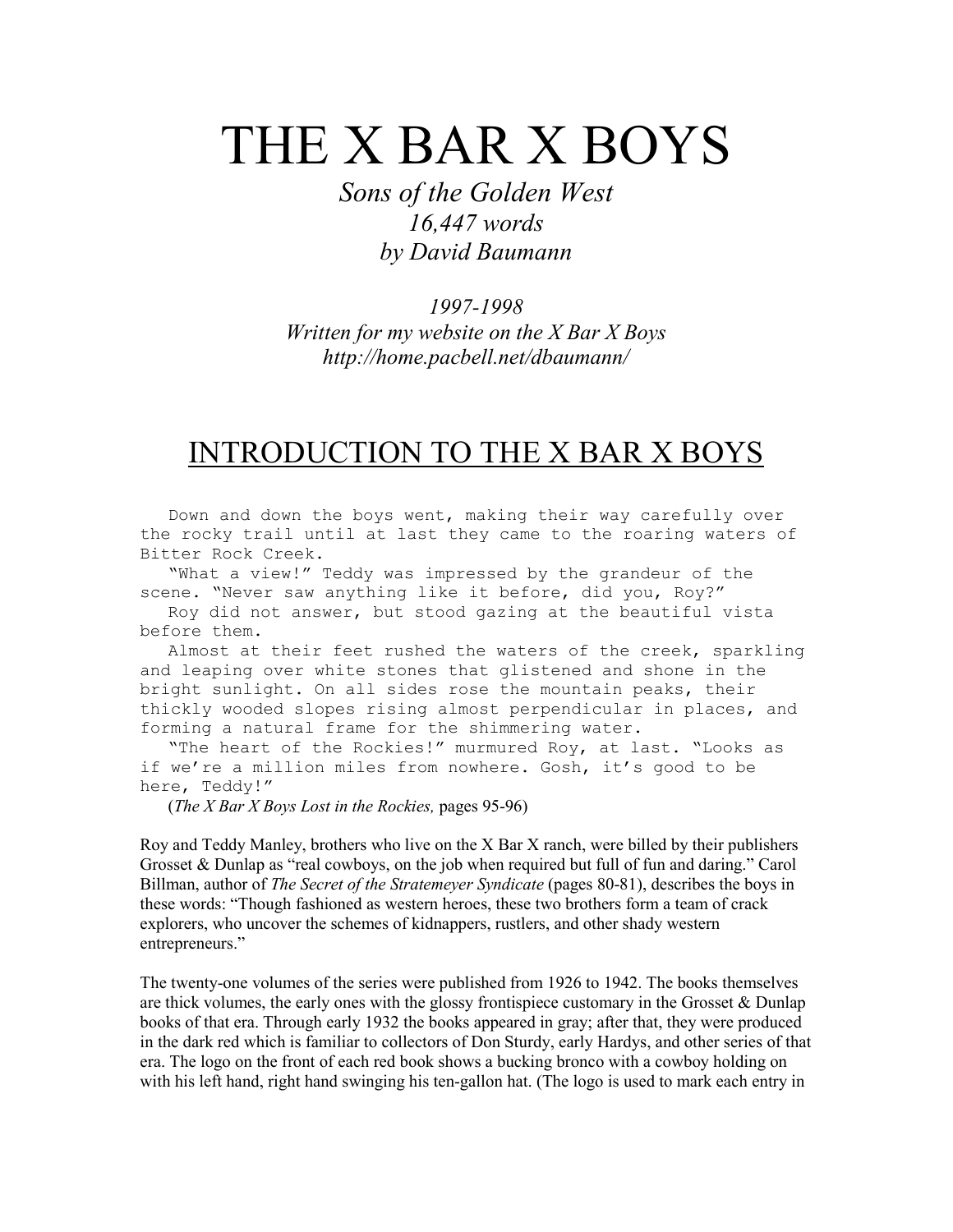# THE X BAR X BOYS

*Sons of the Golden West*
*16,447 words*
*by David Baumann*

*1997-1998*
*Written for my website on the X Bar X Boys*
*http://home.pacbell.net/dbaumann/*

## INTRODUCTION TO THE X BAR X BOYS

Down and down the boys went, making their way carefully over the rocky trail until at last they came to the roaring waters of Bitter Rock Creek.

"What a view!" Teddy was impressed by the grandeur of the scene. "Never saw anything like it before, did you, Roy?"

Roy did not answer, but stood gazing at the beautiful vista before them.

Almost at their feet rushed the waters of the creek, sparkling and leaping over white stones that glistened and shone in the bright sunlight. On all sides rose the mountain peaks, their thickly wooded slopes rising almost perpendicular in places, and forming a natural frame for the shimmering water.

"The heart of the Rockies!" murmured Roy, at last. "Looks as if we're a million miles from nowhere. Gosh, it's good to be here, Teddy!"

(*The X Bar X Boys Lost in the Rockies,* pages 95-96)

Roy and Teddy Manley, brothers who live on the X Bar X ranch, were billed by their publishers Grosset & Dunlap as "real cowboys, on the job when required but full of fun and daring." Carol Billman, author of *The Secret of the Stratemeyer Syndicate* (pages 80-81), describes the boys in these words: "Though fashioned as western heroes, these two brothers form a team of crack explorers, who uncover the schemes of kidnappers, rustlers, and other shady western entrepreneurs."

The twenty-one volumes of the series were published from 1926 to 1942. The books themselves are thick volumes, the early ones with the glossy frontispiece customary in the Grosset & Dunlap books of that era. Through early 1932 the books appeared in gray; after that, they were produced in the dark red which is familiar to collectors of Don Sturdy, early Hardys, and other series of that era. The logo on the front of each red book shows a bucking bronco with a cowboy holding on with his left hand, right hand swinging his ten-gallon hat. (The logo is used to mark each entry in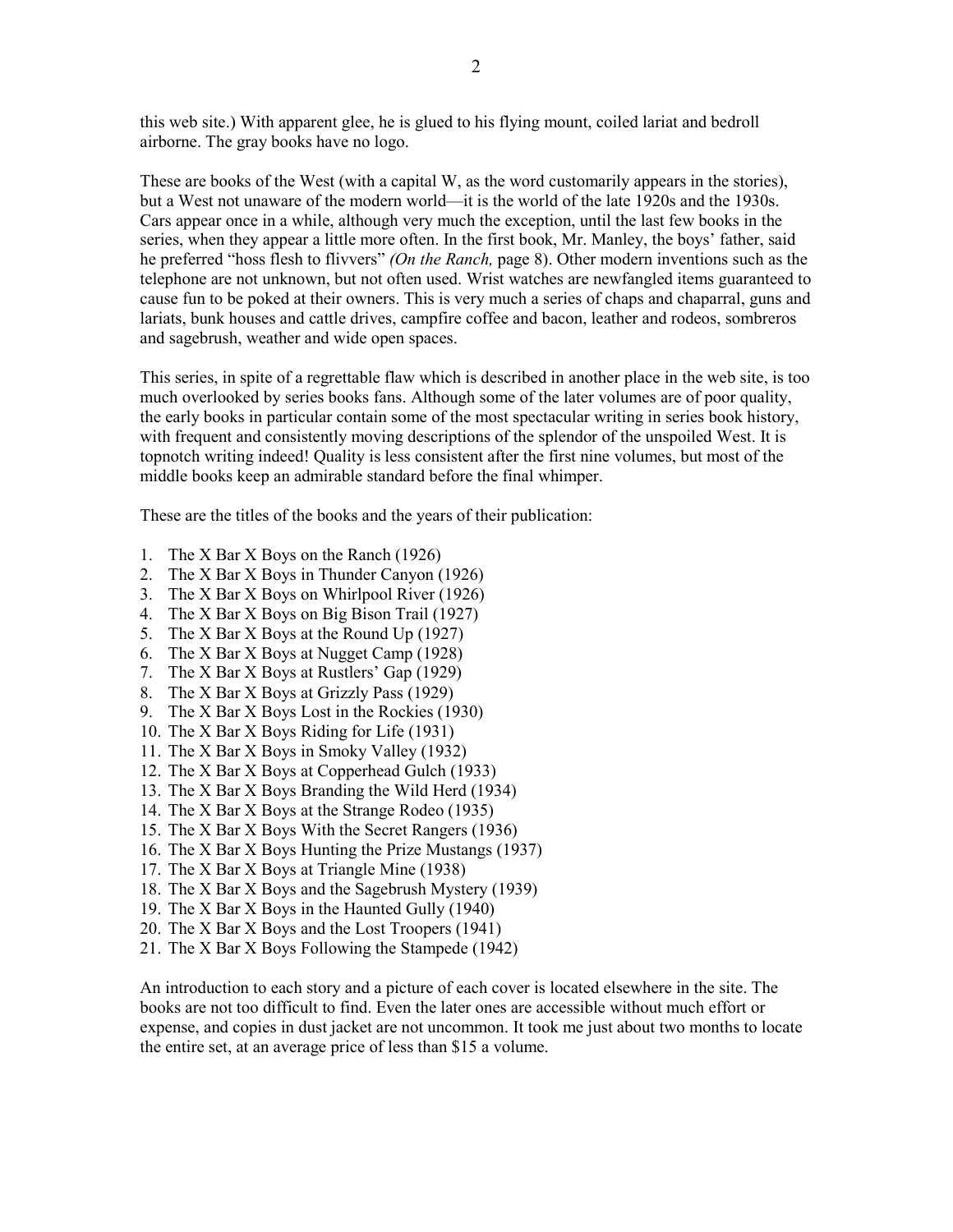this web site.) With apparent glee, he is glued to his flying mount, coiled lariat and bedroll airborne. The gray books have no logo.

These are books of the West (with a capital W, as the word customarily appears in the stories), but a West not unaware of the modern world—it is the world of the late 1920s and the 1930s. Cars appear once in a while, although very much the exception, until the last few books in the series, when they appear a little more often. In the first book, Mr. Manley, the boys' father, said he preferred "hoss flesh to flivvers" *(On the Ranch,* page 8). Other modern inventions such as the telephone are not unknown, but not often used. Wrist watches are newfangled items guaranteed to cause fun to be poked at their owners. This is very much a series of chaps and chaparral, guns and lariats, bunk houses and cattle drives, campfire coffee and bacon, leather and rodeos, sombreros and sagebrush, weather and wide open spaces.

This series, in spite of a regrettable flaw which is described in another place in the web site, is too much overlooked by series books fans. Although some of the later volumes are of poor quality, the early books in particular contain some of the most spectacular writing in series book history, with frequent and consistently moving descriptions of the splendor of the unspoiled West. It is topnotch writing indeed! Quality is less consistent after the first nine volumes, but most of the middle books keep an admirable standard before the final whimper.

These are the titles of the books and the years of their publication:

1. The X Bar X Boys on the Ranch (1926)
2. The X Bar X Boys in Thunder Canyon (1926)
3. The X Bar X Boys on Whirlpool River (1926)
4. The X Bar X Boys on Big Bison Trail (1927)
5. The X Bar X Boys at the Round Up (1927)
6. The X Bar X Boys at Nugget Camp (1928)
7. The X Bar X Boys at Rustlers' Gap (1929)
8. The X Bar X Boys at Grizzly Pass (1929)
9. The X Bar X Boys Lost in the Rockies (1930)
10. The X Bar X Boys Riding for Life (1931)
11. The X Bar X Boys in Smoky Valley (1932)
12. The X Bar X Boys at Copperhead Gulch (1933)
13. The X Bar X Boys Branding the Wild Herd (1934)
14. The X Bar X Boys at the Strange Rodeo (1935)
15. The X Bar X Boys With the Secret Rangers (1936)
16. The X Bar X Boys Hunting the Prize Mustangs (1937)
17. The X Bar X Boys at Triangle Mine (1938)
18. The X Bar X Boys and the Sagebrush Mystery (1939)
19. The X Bar X Boys in the Haunted Gully (1940)
20. The X Bar X Boys and the Lost Troopers (1941)
21. The X Bar X Boys Following the Stampede (1942)

An introduction to each story and a picture of each cover is located elsewhere in the site. The books are not too difficult to find. Even the later ones are accessible without much effort or expense, and copies in dust jacket are not uncommon. It took me just about two months to locate the entire set, at an average price of less than $15 a volume.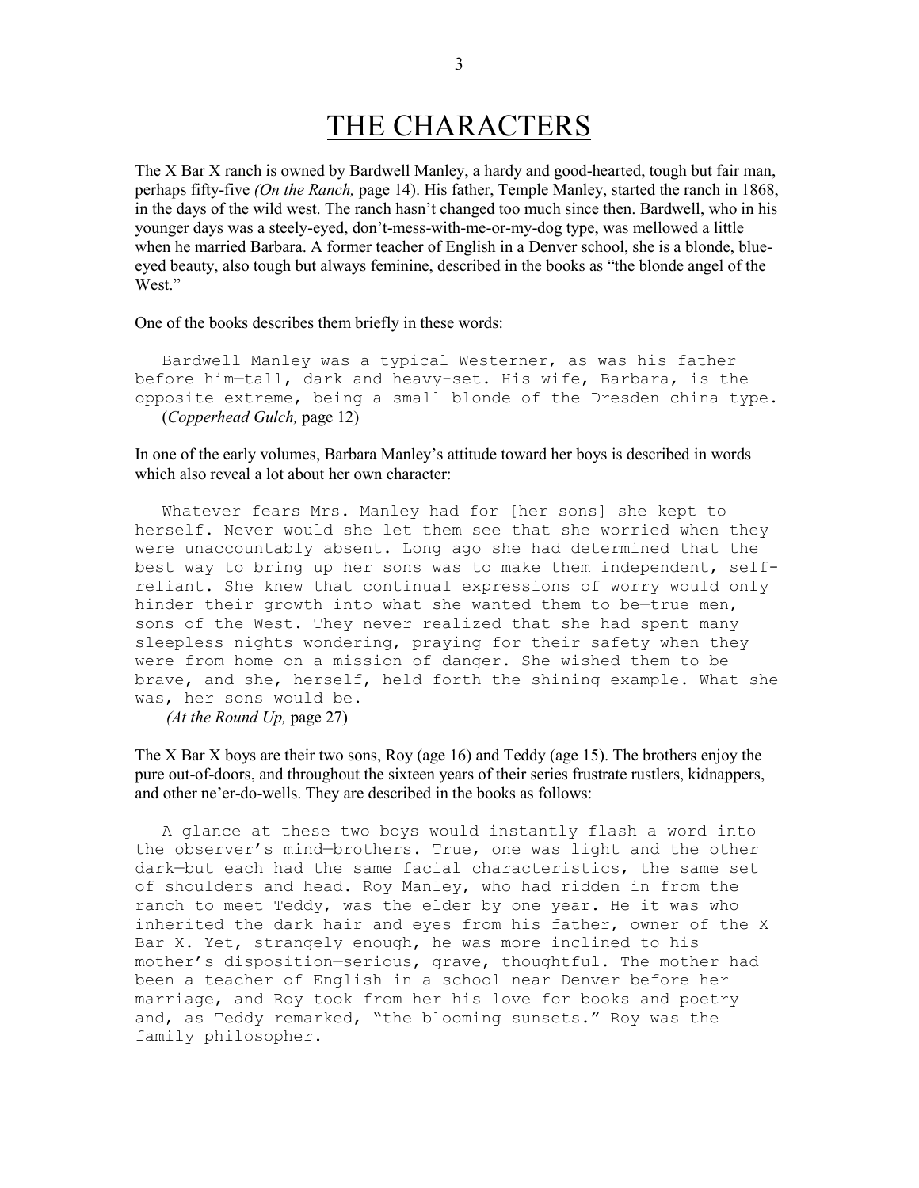# THE CHARACTERS

The X Bar X ranch is owned by Bardwell Manley, a hardy and good-hearted, tough but fair man, perhaps fifty-five *(On the Ranch,* page 14). His father, Temple Manley, started the ranch in 1868, in the days of the wild west. The ranch hasn't changed too much since then. Bardwell, who in his younger days was a steely-eyed, don't-mess-with-me-or-my-dog type, was mellowed a little when he married Barbara. A former teacher of English in a Denver school, she is a blonde, blue-eyed beauty, also tough but always feminine, described in the books as "the blonde angel of the West."

One of the books describes them briefly in these words:

> Bardwell Manley was a typical Westerner, as was his father before him—tall, dark and heavy-set. His wife, Barbara, is the opposite extreme, being a small blonde of the Dresden china type.
> (*Copperhead Gulch,* page 12)

In one of the early volumes, Barbara Manley's attitude toward her boys is described in words which also reveal a lot about her own character:

> Whatever fears Mrs. Manley had for [her sons] she kept to herself. Never would she let them see that she worried when they were unaccountably absent. Long ago she had determined that the best way to bring up her sons was to make them independent, self-reliant. She knew that continual expressions of worry would only hinder their growth into what she wanted them to be—true men, sons of the West. They never realized that she had spent many sleepless nights wondering, praying for their safety when they were from home on a mission of danger. She wished them to be brave, and she, herself, held forth the shining example. What she was, her sons would be.
> *(At the Round Up,* page 27)

The X Bar X boys are their two sons, Roy (age 16) and Teddy (age 15). The brothers enjoy the pure out-of-doors, and throughout the sixteen years of their series frustrate rustlers, kidnappers, and other ne'er-do-wells. They are described in the books as follows:

> A glance at these two boys would instantly flash a word into the observer's mind—brothers. True, one was light and the other dark—but each had the same facial characteristics, the same set of shoulders and head. Roy Manley, who had ridden in from the ranch to meet Teddy, was the elder by one year. He it was who inherited the dark hair and eyes from his father, owner of the X Bar X. Yet, strangely enough, he was more inclined to his mother's disposition—serious, grave, thoughtful. The mother had been a teacher of English in a school near Denver before her marriage, and Roy took from her his love for books and poetry and, as Teddy remarked, "the blooming sunsets." Roy was the family philosopher.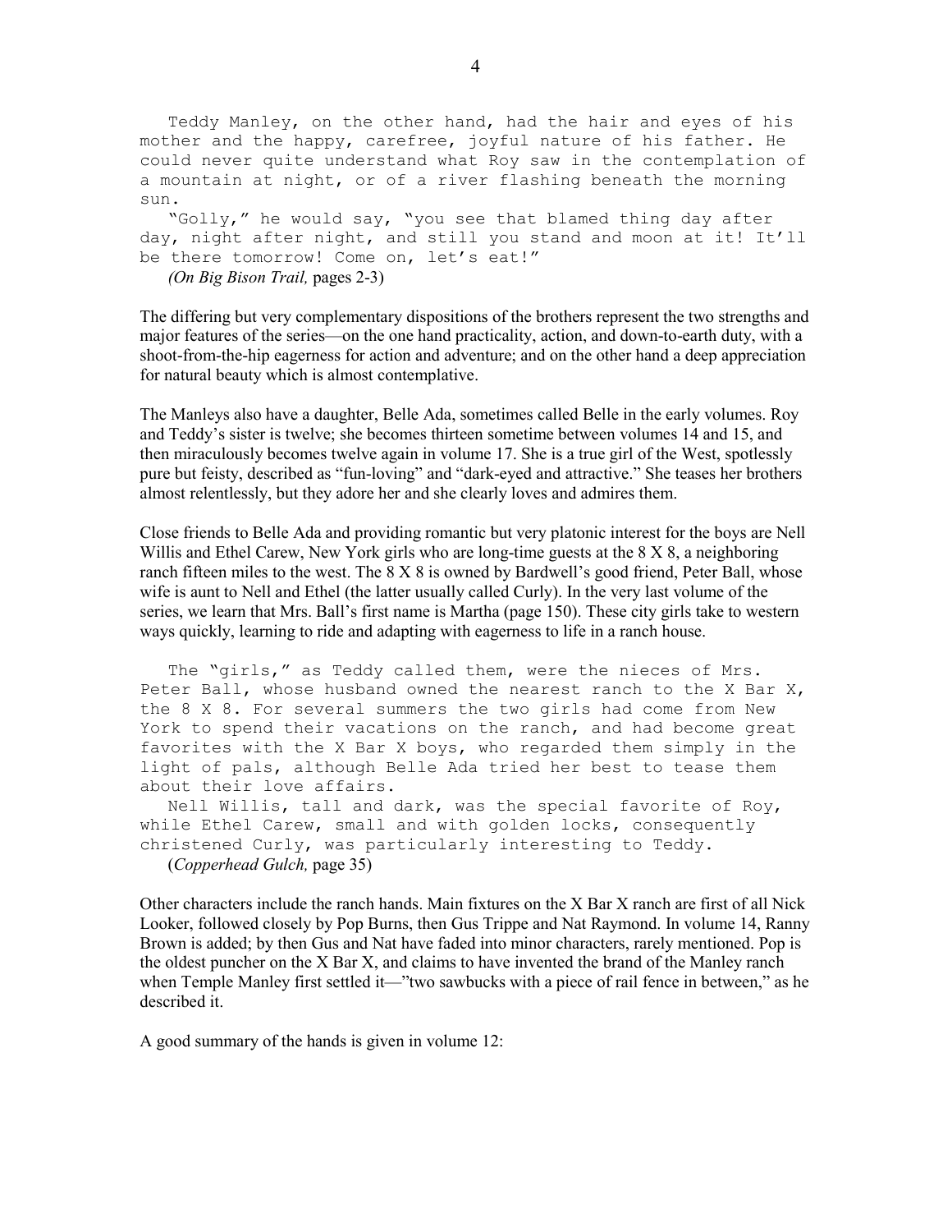Teddy Manley, on the other hand, had the hair and eyes of his mother and the happy, carefree, joyful nature of his father. He could never quite understand what Roy saw in the contemplation of a mountain at night, or of a river flashing beneath the morning sun.

"Golly," he would say, "you see that blamed thing day after day, night after night, and still you stand and moon at it! It'll be there tomorrow! Come on, let's eat!"

*(On Big Bison Trail,* pages 2-3)

The differing but very complementary dispositions of the brothers represent the two strengths and major features of the series—on the one hand practicality, action, and down-to-earth duty, with a shoot-from-the-hip eagerness for action and adventure; and on the other hand a deep appreciation for natural beauty which is almost contemplative.

The Manleys also have a daughter, Belle Ada, sometimes called Belle in the early volumes. Roy and Teddy's sister is twelve; she becomes thirteen sometime between volumes 14 and 15, and then miraculously becomes twelve again in volume 17. She is a true girl of the West, spotlessly pure but feisty, described as "fun-loving" and "dark-eyed and attractive." She teases her brothers almost relentlessly, but they adore her and she clearly loves and admires them.

Close friends to Belle Ada and providing romantic but very platonic interest for the boys are Nell Willis and Ethel Carew, New York girls who are long-time guests at the 8 X 8, a neighboring ranch fifteen miles to the west. The 8 X 8 is owned by Bardwell's good friend, Peter Ball, whose wife is aunt to Nell and Ethel (the latter usually called Curly). In the very last volume of the series, we learn that Mrs. Ball's first name is Martha (page 150). These city girls take to western ways quickly, learning to ride and adapting with eagerness to life in a ranch house.

The "girls," as Teddy called them, were the nieces of Mrs. Peter Ball, whose husband owned the nearest ranch to the X Bar X, the 8 X 8. For several summers the two girls had come from New York to spend their vacations on the ranch, and had become great favorites with the X Bar X boys, who regarded them simply in the light of pals, although Belle Ada tried her best to tease them about their love affairs.

Nell Willis, tall and dark, was the special favorite of Roy, while Ethel Carew, small and with golden locks, consequently christened Curly, was particularly interesting to Teddy.

(*Copperhead Gulch,* page 35)

Other characters include the ranch hands. Main fixtures on the X Bar X ranch are first of all Nick Looker, followed closely by Pop Burns, then Gus Trippe and Nat Raymond. In volume 14, Ranny Brown is added; by then Gus and Nat have faded into minor characters, rarely mentioned. Pop is the oldest puncher on the X Bar X, and claims to have invented the brand of the Manley ranch when Temple Manley first settled it—"two sawbucks with a piece of rail fence in between," as he described it.

A good summary of the hands is given in volume 12: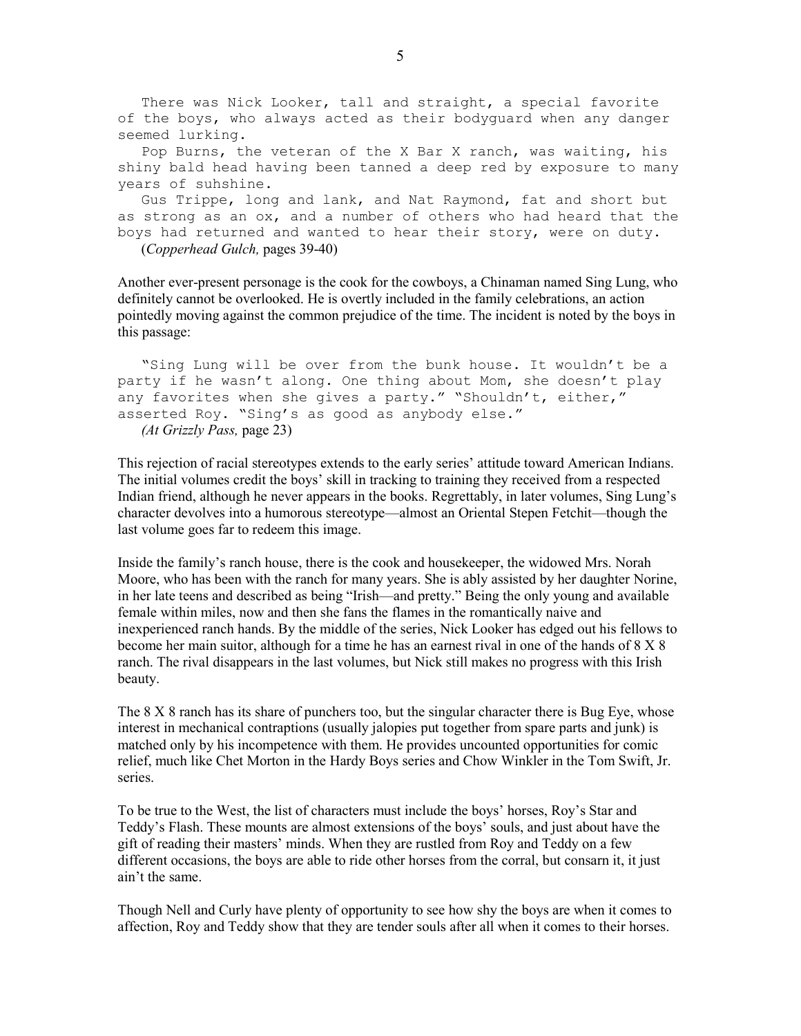There was Nick Looker, tall and straight, a special favorite of the boys, who always acted as their bodyguard when any danger seemed lurking.

Pop Burns, the veteran of the X Bar X ranch, was waiting, his shiny bald head having been tanned a deep red by exposure to many years of suhshine.

Gus Trippe, long and lank, and Nat Raymond, fat and short but as strong as an ox, and a number of others who had heard that the boys had returned and wanted to hear their story, were on duty.

(*Copperhead Gulch,* pages 39-40)

Another ever-present personage is the cook for the cowboys, a Chinaman named Sing Lung, who definitely cannot be overlooked. He is overtly included in the family celebrations, an action pointedly moving against the common prejudice of the time. The incident is noted by the boys in this passage:

"Sing Lung will be over from the bunk house. It wouldn't be a party if he wasn't along. One thing about Mom, she doesn't play any favorites when she gives a party." "Shouldn't, either," asserted Roy. "Sing's as good as anybody else."

*(At Grizzly Pass,* page 23)

This rejection of racial stereotypes extends to the early series' attitude toward American Indians. The initial volumes credit the boys' skill in tracking to training they received from a respected Indian friend, although he never appears in the books. Regrettably, in later volumes, Sing Lung's character devolves into a humorous stereotype—almost an Oriental Stepen Fetchit—though the last volume goes far to redeem this image.

Inside the family's ranch house, there is the cook and housekeeper, the widowed Mrs. Norah Moore, who has been with the ranch for many years. She is ably assisted by her daughter Norine, in her late teens and described as being "Irish—and pretty." Being the only young and available female within miles, now and then she fans the flames in the romantically naive and inexperienced ranch hands. By the middle of the series, Nick Looker has edged out his fellows to become her main suitor, although for a time he has an earnest rival in one of the hands of 8 X 8 ranch. The rival disappears in the last volumes, but Nick still makes no progress with this Irish beauty.

The 8 X 8 ranch has its share of punchers too, but the singular character there is Bug Eye, whose interest in mechanical contraptions (usually jalopies put together from spare parts and junk) is matched only by his incompetence with them. He provides uncounted opportunities for comic relief, much like Chet Morton in the Hardy Boys series and Chow Winkler in the Tom Swift, Jr. series.

To be true to the West, the list of characters must include the boys' horses, Roy's Star and Teddy's Flash. These mounts are almost extensions of the boys' souls, and just about have the gift of reading their masters' minds. When they are rustled from Roy and Teddy on a few different occasions, the boys are able to ride other horses from the corral, but consarn it, it just ain't the same.

Though Nell and Curly have plenty of opportunity to see how shy the boys are when it comes to affection, Roy and Teddy show that they are tender souls after all when it comes to their horses.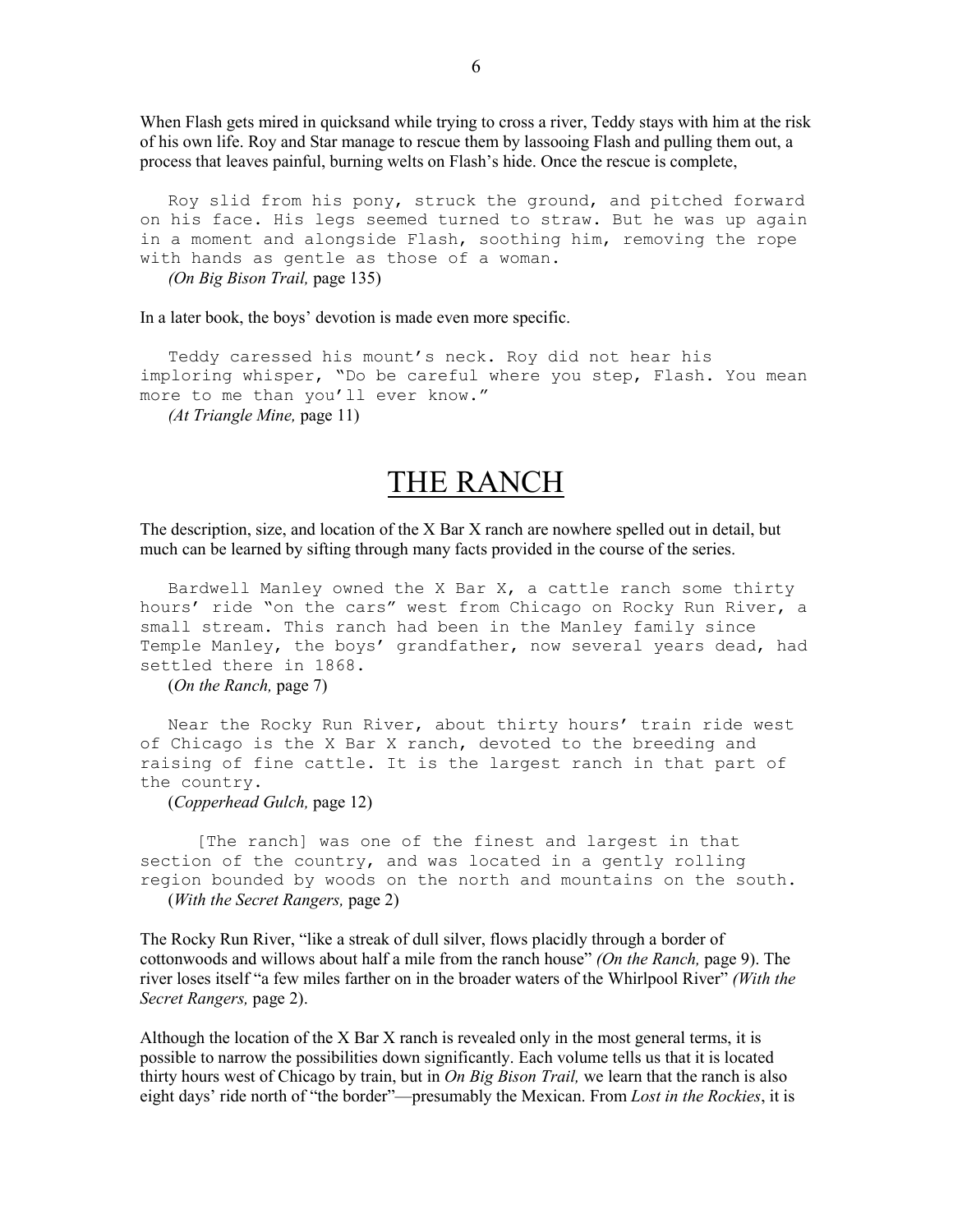When Flash gets mired in quicksand while trying to cross a river, Teddy stays with him at the risk of his own life. Roy and Star manage to rescue them by lassooing Flash and pulling them out, a process that leaves painful, burning welts on Flash's hide. Once the rescue is complete,

> Roy slid from his pony, struck the ground, and pitched forward on his face. His legs seemed turned to straw. But he was up again in a moment and alongside Flash, soothing him, removing the rope with hands as gentle as those of a woman.
>
> *(On Big Bison Trail,* page 135)

In a later book, the boys' devotion is made even more specific.

> Teddy caressed his mount's neck. Roy did not hear his imploring whisper, "Do be careful where you step, Flash. You mean more to me than you'll ever know."
>
> *(At Triangle Mine,* page 11)

# THE RANCH

The description, size, and location of the X Bar X ranch are nowhere spelled out in detail, but much can be learned by sifting through many facts provided in the course of the series.

> Bardwell Manley owned the X Bar X, a cattle ranch some thirty hours' ride "on the cars" west from Chicago on Rocky Run River, a small stream. This ranch had been in the Manley family since Temple Manley, the boys' grandfather, now several years dead, had settled there in 1868.
>
> (*On the Ranch,* page 7)

> Near the Rocky Run River, about thirty hours' train ride west of Chicago is the X Bar X ranch, devoted to the breeding and raising of fine cattle. It is the largest ranch in that part of the country.
>
> (*Copperhead Gulch,* page 12)

> [The ranch] was one of the finest and largest in that section of the country, and was located in a gently rolling region bounded by woods on the north and mountains on the south.
>
> (*With the Secret Rangers,* page 2)

The Rocky Run River, "like a streak of dull silver, flows placidly through a border of cottonwoods and willows about half a mile from the ranch house" *(On the Ranch,* page 9). The river loses itself "a few miles farther on in the broader waters of the Whirlpool River" *(With the Secret Rangers,* page 2).

Although the location of the X Bar X ranch is revealed only in the most general terms, it is possible to narrow the possibilities down significantly. Each volume tells us that it is located thirty hours west of Chicago by train, but in *On Big Bison Trail,* we learn that the ranch is also eight days' ride north of "the border"—presumably the Mexican. From *Lost in the Rockies*, it is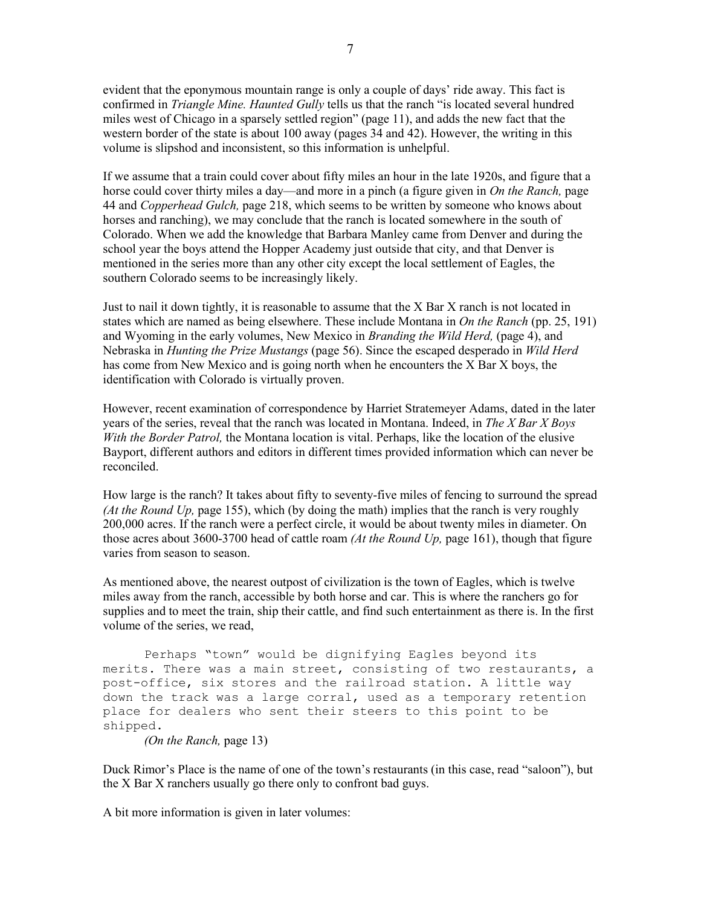evident that the eponymous mountain range is only a couple of days' ride away. This fact is confirmed in *Triangle Mine. Haunted Gully* tells us that the ranch "is located several hundred miles west of Chicago in a sparsely settled region" (page 11), and adds the new fact that the western border of the state is about 100 away (pages 34 and 42). However, the writing in this volume is slipshod and inconsistent, so this information is unhelpful.

If we assume that a train could cover about fifty miles an hour in the late 1920s, and figure that a horse could cover thirty miles a day—and more in a pinch (a figure given in *On the Ranch,* page 44 and *Copperhead Gulch,* page 218, which seems to be written by someone who knows about horses and ranching), we may conclude that the ranch is located somewhere in the south of Colorado. When we add the knowledge that Barbara Manley came from Denver and during the school year the boys attend the Hopper Academy just outside that city, and that Denver is mentioned in the series more than any other city except the local settlement of Eagles, the southern Colorado seems to be increasingly likely.

Just to nail it down tightly, it is reasonable to assume that the X Bar X ranch is not located in states which are named as being elsewhere. These include Montana in *On the Ranch* (pp. 25, 191) and Wyoming in the early volumes, New Mexico in *Branding the Wild Herd,* (page 4), and Nebraska in *Hunting the Prize Mustangs* (page 56). Since the escaped desperado in *Wild Herd* has come from New Mexico and is going north when he encounters the X Bar X boys, the identification with Colorado is virtually proven.

However, recent examination of correspondence by Harriet Stratemeyer Adams, dated in the later years of the series, reveal that the ranch was located in Montana. Indeed, in *The X Bar X Boys With the Border Patrol,* the Montana location is vital. Perhaps, like the location of the elusive Bayport, different authors and editors in different times provided information which can never be reconciled.

How large is the ranch? It takes about fifty to seventy-five miles of fencing to surround the spread *(At the Round Up,* page 155), which (by doing the math) implies that the ranch is very roughly 200,000 acres. If the ranch were a perfect circle, it would be about twenty miles in diameter. On those acres about 3600-3700 head of cattle roam *(At the Round Up,* page 161), though that figure varies from season to season.

As mentioned above, the nearest outpost of civilization is the town of Eagles, which is twelve miles away from the ranch, accessible by both horse and car. This is where the ranchers go for supplies and to meet the train, ship their cattle, and find such entertainment as there is. In the first volume of the series, we read,

> Perhaps "town" would be dignifying Eagles beyond its merits. There was a main street, consisting of two restaurants, a post-office, six stores and the railroad station. A little way down the track was a large corral, used as a temporary retention place for dealers who sent their steers to this point to be shipped.
>
> *(On the Ranch,* page 13)

Duck Rimor's Place is the name of one of the town's restaurants (in this case, read "saloon"), but the X Bar X ranchers usually go there only to confront bad guys.

A bit more information is given in later volumes: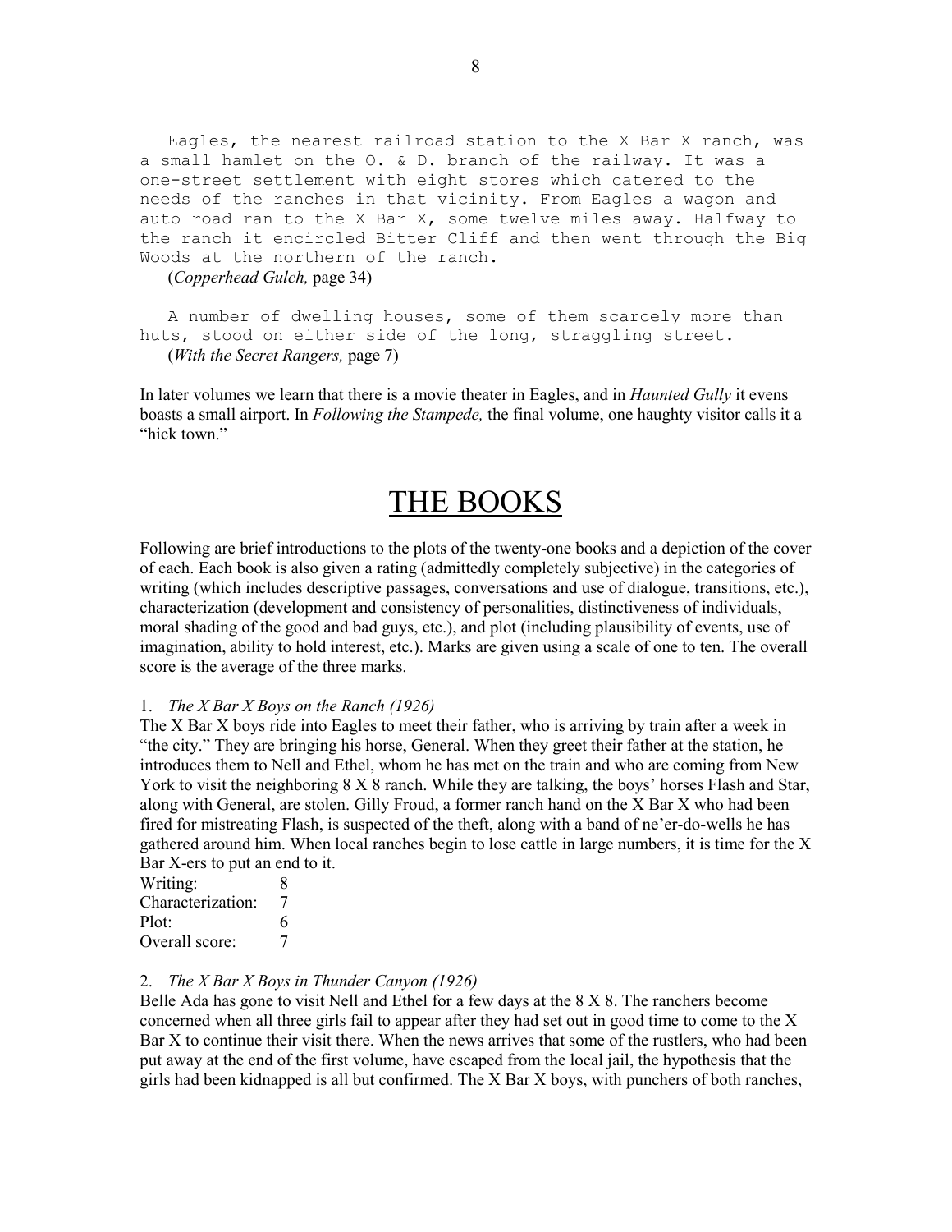Eagles, the nearest railroad station to the X Bar X ranch, was a small hamlet on the O. & D. branch of the railway. It was a one-street settlement with eight stores which catered to the needs of the ranches in that vicinity. From Eagles a wagon and auto road ran to the X Bar X, some twelve miles away. Halfway to the ranch it encircled Bitter Cliff and then went through the Big Woods at the northern of the ranch.

(*Copperhead Gulch,* page 34)

A number of dwelling houses, some of them scarcely more than huts, stood on either side of the long, straggling street.

(*With the Secret Rangers,* page 7)

In later volumes we learn that there is a movie theater in Eagles, and in *Haunted Gully* it evens boasts a small airport. In *Following the Stampede,* the final volume, one haughty visitor calls it a "hick town."

# THE BOOKS

Following are brief introductions to the plots of the twenty-one books and a depiction of the cover of each. Each book is also given a rating (admittedly completely subjective) in the categories of writing (which includes descriptive passages, conversations and use of dialogue, transitions, etc.), characterization (development and consistency of personalities, distinctiveness of individuals, moral shading of the good and bad guys, etc.), and plot (including plausibility of events, use of imagination, ability to hold interest, etc.). Marks are given using a scale of one to ten. The overall score is the average of the three marks.

1. *The X Bar X Boys on the Ranch (1926)*

The X Bar X boys ride into Eagles to meet their father, who is arriving by train after a week in "the city." They are bringing his horse, General. When they greet their father at the station, he introduces them to Nell and Ethel, whom he has met on the train and who are coming from New York to visit the neighboring 8 X 8 ranch. While they are talking, the boys' horses Flash and Star, along with General, are stolen. Gilly Froud, a former ranch hand on the X Bar X who had been fired for mistreating Flash, is suspected of the theft, along with a band of ne'er-do-wells he has gathered around him. When local ranches begin to lose cattle in large numbers, it is time for the X Bar X-ers to put an end to it.

Writing: 8
Characterization: 7
Plot: 6
Overall score: 7

2. *The X Bar X Boys in Thunder Canyon (1926)*

Belle Ada has gone to visit Nell and Ethel for a few days at the 8 X 8. The ranchers become concerned when all three girls fail to appear after they had set out in good time to come to the X Bar X to continue their visit there. When the news arrives that some of the rustlers, who had been put away at the end of the first volume, have escaped from the local jail, the hypothesis that the girls had been kidnapped is all but confirmed. The X Bar X boys, with punchers of both ranches,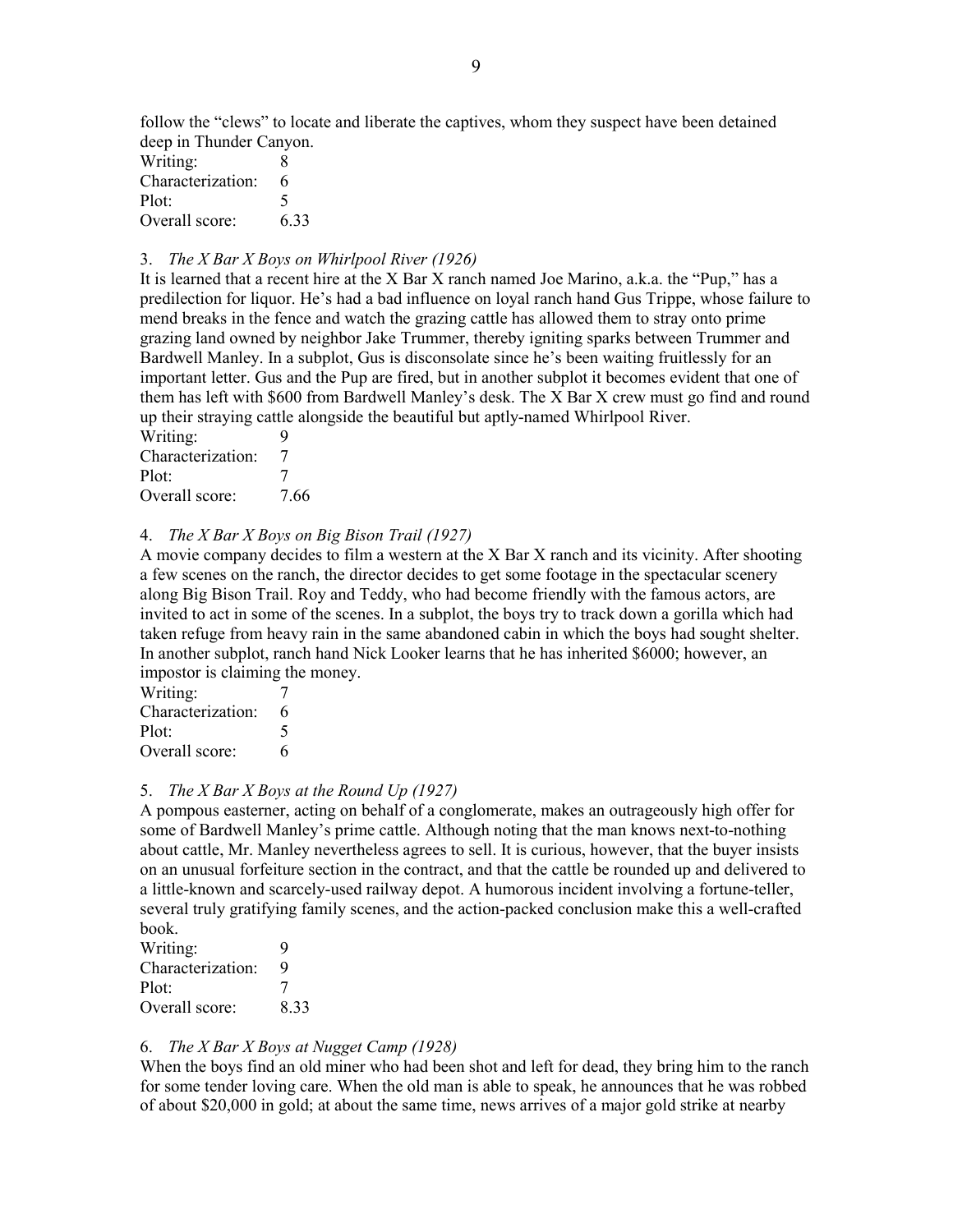follow the "clews" to locate and liberate the captives, whom they suspect have been detained deep in Thunder Canyon.

Writing: 8
Characterization: 6
Plot: 5
Overall score: 6.33

3. *The X Bar X Boys on Whirlpool River (1926)*

It is learned that a recent hire at the X Bar X ranch named Joe Marino, a.k.a. the "Pup," has a predilection for liquor. He's had a bad influence on loyal ranch hand Gus Trippe, whose failure to mend breaks in the fence and watch the grazing cattle has allowed them to stray onto prime grazing land owned by neighbor Jake Trummer, thereby igniting sparks between Trummer and Bardwell Manley. In a subplot, Gus is disconsolate since he's been waiting fruitlessly for an important letter. Gus and the Pup are fired, but in another subplot it becomes evident that one of them has left with $600 from Bardwell Manley's desk. The X Bar X crew must go find and round up their straying cattle alongside the beautiful but aptly-named Whirlpool River.

Writing: 9
Characterization: 7
Plot: 7
Overall score: 7.66

4. *The X Bar X Boys on Big Bison Trail (1927)*

A movie company decides to film a western at the X Bar X ranch and its vicinity. After shooting a few scenes on the ranch, the director decides to get some footage in the spectacular scenery along Big Bison Trail. Roy and Teddy, who had become friendly with the famous actors, are invited to act in some of the scenes. In a subplot, the boys try to track down a gorilla which had taken refuge from heavy rain in the same abandoned cabin in which the boys had sought shelter. In another subplot, ranch hand Nick Looker learns that he has inherited $6000; however, an impostor is claiming the money.

Writing: 7
Characterization: 6
Plot: 5
Overall score: 6

5. *The X Bar X Boys at the Round Up (1927)*

A pompous easterner, acting on behalf of a conglomerate, makes an outrageously high offer for some of Bardwell Manley's prime cattle. Although noting that the man knows next-to-nothing about cattle, Mr. Manley nevertheless agrees to sell. It is curious, however, that the buyer insists on an unusual forfeiture section in the contract, and that the cattle be rounded up and delivered to a little-known and scarcely-used railway depot. A humorous incident involving a fortune-teller, several truly gratifying family scenes, and the action-packed conclusion make this a well-crafted book.

Writing: 9
Characterization: 9
Plot: 7
Overall score: 8.33

6. *The X Bar X Boys at Nugget Camp (1928)*

When the boys find an old miner who had been shot and left for dead, they bring him to the ranch for some tender loving care. When the old man is able to speak, he announces that he was robbed of about $20,000 in gold; at about the same time, news arrives of a major gold strike at nearby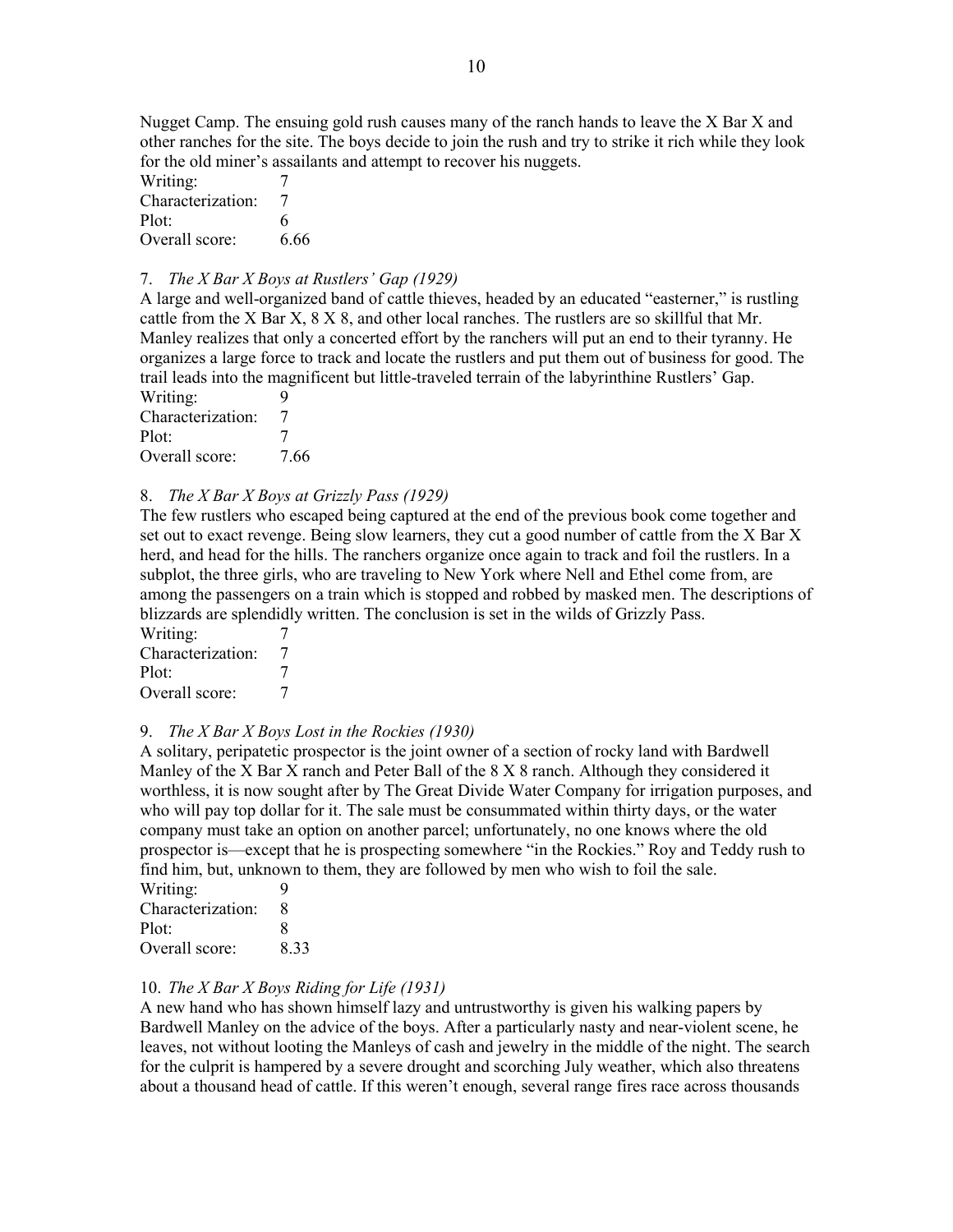Nugget Camp. The ensuing gold rush causes many of the ranch hands to leave the X Bar X and other ranches for the site. The boys decide to join the rush and try to strike it rich while they look for the old miner's assailants and attempt to recover his nuggets.

Writing: 7
Characterization: 7
Plot: 6
Overall score: 6.66

7. *The X Bar X Boys at Rustlers' Gap (1929)*

A large and well-organized band of cattle thieves, headed by an educated "easterner," is rustling cattle from the X Bar X, 8 X 8, and other local ranches. The rustlers are so skillful that Mr. Manley realizes that only a concerted effort by the ranchers will put an end to their tyranny. He organizes a large force to track and locate the rustlers and put them out of business for good. The trail leads into the magnificent but little-traveled terrain of the labyrinthine Rustlers' Gap.

Writing: 9
Characterization: 7
Plot: 7
Overall score: 7.66

8. *The X Bar X Boys at Grizzly Pass (1929)*

The few rustlers who escaped being captured at the end of the previous book come together and set out to exact revenge. Being slow learners, they cut a good number of cattle from the X Bar X herd, and head for the hills. The ranchers organize once again to track and foil the rustlers. In a subplot, the three girls, who are traveling to New York where Nell and Ethel come from, are among the passengers on a train which is stopped and robbed by masked men. The descriptions of blizzards are splendidly written. The conclusion is set in the wilds of Grizzly Pass.

Writing: 7
Characterization: 7
Plot: 7
Overall score: 7

9. *The X Bar X Boys Lost in the Rockies (1930)*

A solitary, peripatetic prospector is the joint owner of a section of rocky land with Bardwell Manley of the X Bar X ranch and Peter Ball of the 8 X 8 ranch. Although they considered it worthless, it is now sought after by The Great Divide Water Company for irrigation purposes, and who will pay top dollar for it. The sale must be consummated within thirty days, or the water company must take an option on another parcel; unfortunately, no one knows where the old prospector is—except that he is prospecting somewhere "in the Rockies." Roy and Teddy rush to find him, but, unknown to them, they are followed by men who wish to foil the sale.

Writing: 9
Characterization: 8
Plot: 8
Overall score: 8.33

10. *The X Bar X Boys Riding for Life (1931)*

A new hand who has shown himself lazy and untrustworthy is given his walking papers by Bardwell Manley on the advice of the boys. After a particularly nasty and near-violent scene, he leaves, not without looting the Manleys of cash and jewelry in the middle of the night. The search for the culprit is hampered by a severe drought and scorching July weather, which also threatens about a thousand head of cattle. If this weren't enough, several range fires race across thousands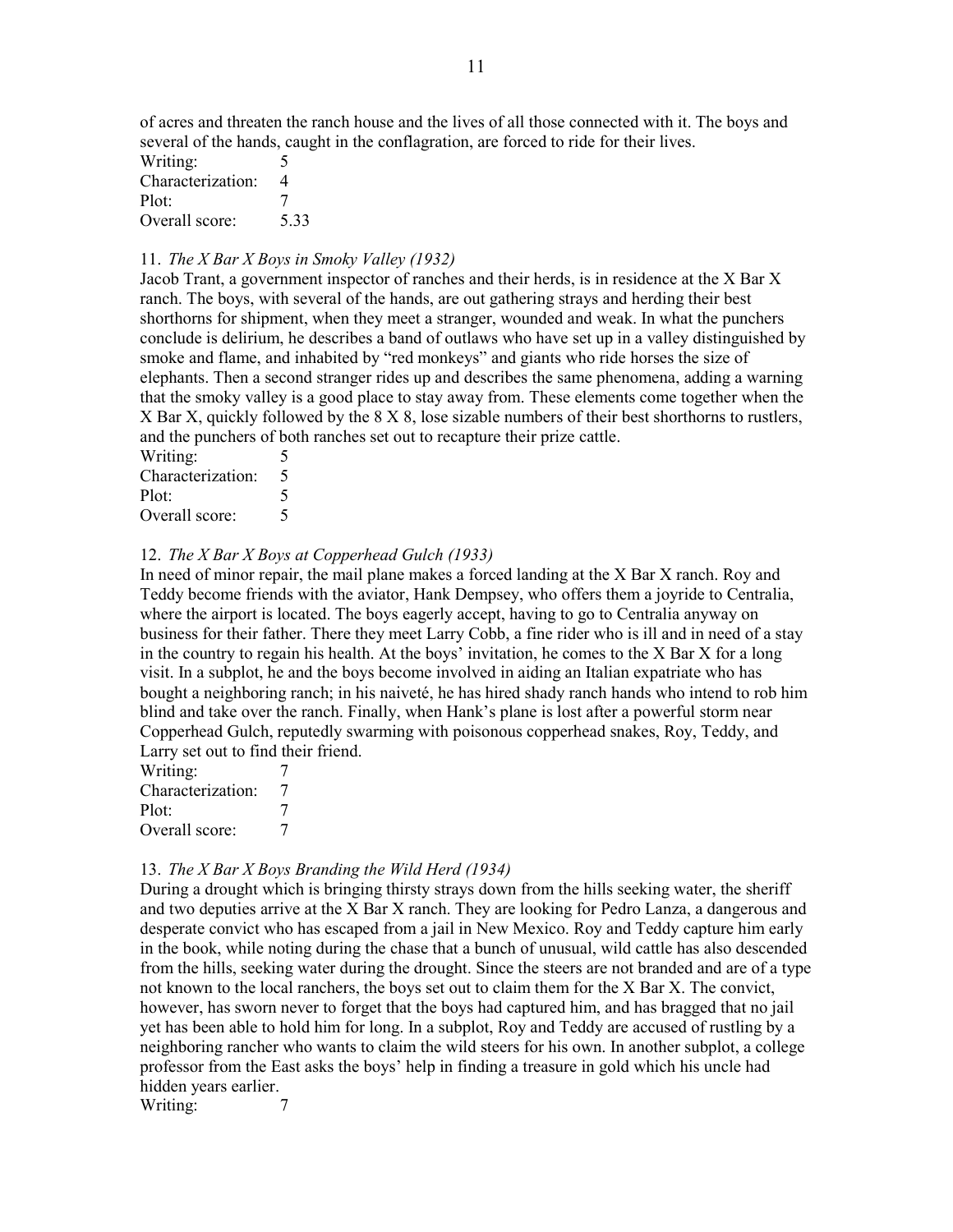of acres and threaten the ranch house and the lives of all those connected with it. The boys and several of the hands, caught in the conflagration, are forced to ride for their lives.

Writing: 5
Characterization: 4
Plot: 7
Overall score: 5.33

11. *The X Bar X Boys in Smoky Valley (1932)*
Jacob Trant, a government inspector of ranches and their herds, is in residence at the X Bar X ranch. The boys, with several of the hands, are out gathering strays and herding their best shorthorns for shipment, when they meet a stranger, wounded and weak. In what the punchers conclude is delirium, he describes a band of outlaws who have set up in a valley distinguished by smoke and flame, and inhabited by "red monkeys" and giants who ride horses the size of elephants. Then a second stranger rides up and describes the same phenomena, adding a warning that the smoky valley is a good place to stay away from. These elements come together when the X Bar X, quickly followed by the 8 X 8, lose sizable numbers of their best shorthorns to rustlers, and the punchers of both ranches set out to recapture their prize cattle.

Writing: 5
Characterization: 5
Plot: 5
Overall score: 5

12. *The X Bar X Boys at Copperhead Gulch (1933)*
In need of minor repair, the mail plane makes a forced landing at the X Bar X ranch. Roy and Teddy become friends with the aviator, Hank Dempsey, who offers them a joyride to Centralia, where the airport is located. The boys eagerly accept, having to go to Centralia anyway on business for their father. There they meet Larry Cobb, a fine rider who is ill and in need of a stay in the country to regain his health. At the boys' invitation, he comes to the X Bar X for a long visit. In a subplot, he and the boys become involved in aiding an Italian expatriate who has bought a neighboring ranch; in his naiveté, he has hired shady ranch hands who intend to rob him blind and take over the ranch. Finally, when Hank's plane is lost after a powerful storm near Copperhead Gulch, reputedly swarming with poisonous copperhead snakes, Roy, Teddy, and Larry set out to find their friend.

Writing: 7
Characterization: 7
Plot: 7
Overall score: 7

13. *The X Bar X Boys Branding the Wild Herd (1934)*
During a drought which is bringing thirsty strays down from the hills seeking water, the sheriff and two deputies arrive at the X Bar X ranch. They are looking for Pedro Lanza, a dangerous and desperate convict who has escaped from a jail in New Mexico. Roy and Teddy capture him early in the book, while noting during the chase that a bunch of unusual, wild cattle has also descended from the hills, seeking water during the drought. Since the steers are not branded and are of a type not known to the local ranchers, the boys set out to claim them for the X Bar X. The convict, however, has sworn never to forget that the boys had captured him, and has bragged that no jail yet has been able to hold him for long. In a subplot, Roy and Teddy are accused of rustling by a neighboring rancher who wants to claim the wild steers for his own. In another subplot, a college professor from the East asks the boys' help in finding a treasure in gold which his uncle had hidden years earlier.

Writing: 7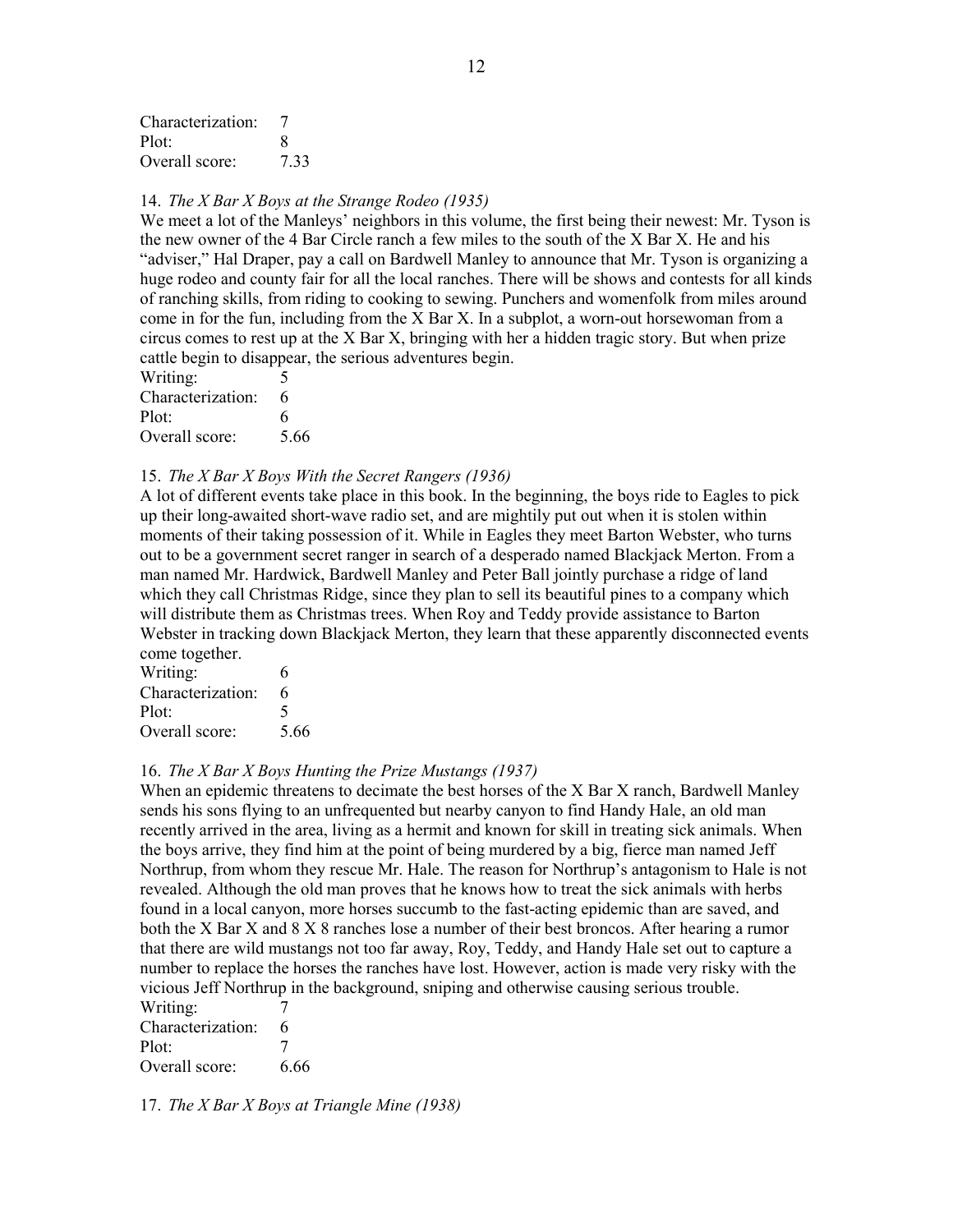Characterization: 7
Plot: 8
Overall score: 7.33

14. *The X Bar X Boys at the Strange Rodeo (1935)*
We meet a lot of the Manleys' neighbors in this volume, the first being their newest: Mr. Tyson is the new owner of the 4 Bar Circle ranch a few miles to the south of the X Bar X. He and his "adviser," Hal Draper, pay a call on Bardwell Manley to announce that Mr. Tyson is organizing a huge rodeo and county fair for all the local ranches. There will be shows and contests for all kinds of ranching skills, from riding to cooking to sewing. Punchers and womenfolk from miles around come in for the fun, including from the X Bar X. In a subplot, a worn-out horsewoman from a circus comes to rest up at the X Bar X, bringing with her a hidden tragic story. But when prize cattle begin to disappear, the serious adventures begin.
Writing: 5
Characterization: 6
Plot: 6
Overall score: 5.66

15. *The X Bar X Boys With the Secret Rangers (1936)*
A lot of different events take place in this book. In the beginning, the boys ride to Eagles to pick up their long-awaited short-wave radio set, and are mightily put out when it is stolen within moments of their taking possession of it. While in Eagles they meet Barton Webster, who turns out to be a government secret ranger in search of a desperado named Blackjack Merton. From a man named Mr. Hardwick, Bardwell Manley and Peter Ball jointly purchase a ridge of land which they call Christmas Ridge, since they plan to sell its beautiful pines to a company which will distribute them as Christmas trees. When Roy and Teddy provide assistance to Barton Webster in tracking down Blackjack Merton, they learn that these apparently disconnected events come together.
Writing: 6
Characterization: 6
Plot: 5
Overall score: 5.66

16. *The X Bar X Boys Hunting the Prize Mustangs (1937)*
When an epidemic threatens to decimate the best horses of the X Bar X ranch, Bardwell Manley sends his sons flying to an unfrequented but nearby canyon to find Handy Hale, an old man recently arrived in the area, living as a hermit and known for skill in treating sick animals. When the boys arrive, they find him at the point of being murdered by a big, fierce man named Jeff Northrup, from whom they rescue Mr. Hale. The reason for Northrup's antagonism to Hale is not revealed. Although the old man proves that he knows how to treat the sick animals with herbs found in a local canyon, more horses succumb to the fast-acting epidemic than are saved, and both the X Bar X and 8 X 8 ranches lose a number of their best broncos. After hearing a rumor that there are wild mustangs not too far away, Roy, Teddy, and Handy Hale set out to capture a number to replace the horses the ranches have lost. However, action is made very risky with the vicious Jeff Northrup in the background, sniping and otherwise causing serious trouble.
Writing: 7
Characterization: 6
Plot: 7
Overall score: 6.66

17. *The X Bar X Boys at Triangle Mine (1938)*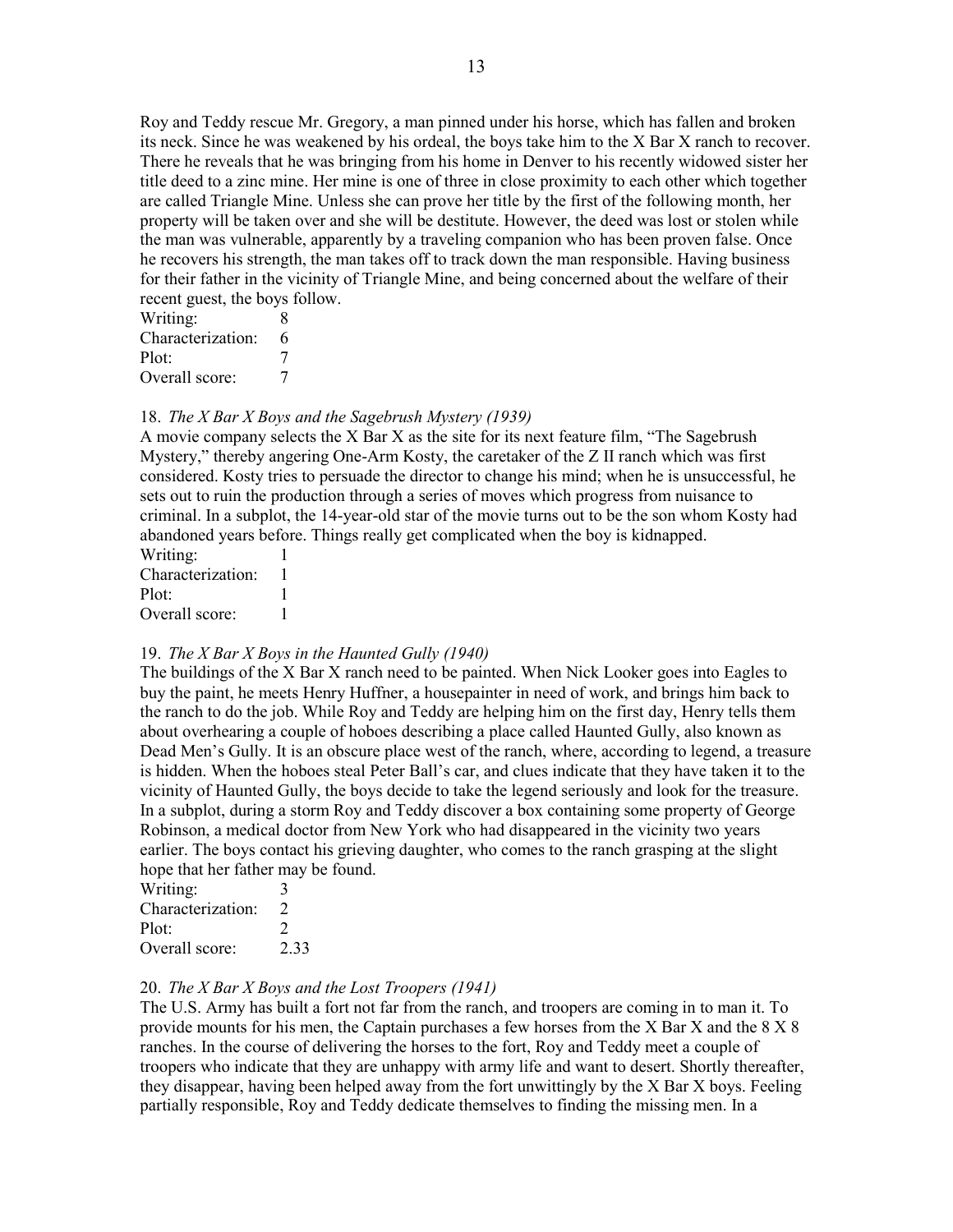Roy and Teddy rescue Mr. Gregory, a man pinned under his horse, which has fallen and broken its neck. Since he was weakened by his ordeal, the boys take him to the X Bar X ranch to recover. There he reveals that he was bringing from his home in Denver to his recently widowed sister her title deed to a zinc mine. Her mine is one of three in close proximity to each other which together are called Triangle Mine. Unless she can prove her title by the first of the following month, her property will be taken over and she will be destitute. However, the deed was lost or stolen while the man was vulnerable, apparently by a traveling companion who has been proven false. Once he recovers his strength, the man takes off to track down the man responsible. Having business for their father in the vicinity of Triangle Mine, and being concerned about the welfare of their recent guest, the boys follow.

Writing: 8
Characterization: 6
Plot: 7
Overall score: 7

18. *The X Bar X Boys and the Sagebrush Mystery (1939)*

A movie company selects the X Bar X as the site for its next feature film, "The Sagebrush Mystery," thereby angering One-Arm Kosty, the caretaker of the Z II ranch which was first considered. Kosty tries to persuade the director to change his mind; when he is unsuccessful, he sets out to ruin the production through a series of moves which progress from nuisance to criminal. In a subplot, the 14-year-old star of the movie turns out to be the son whom Kosty had abandoned years before. Things really get complicated when the boy is kidnapped.

Writing: 1
Characterization: 1
Plot: 1
Overall score: 1

19. *The X Bar X Boys in the Haunted Gully (1940)*

The buildings of the X Bar X ranch need to be painted. When Nick Looker goes into Eagles to buy the paint, he meets Henry Huffner, a housepainter in need of work, and brings him back to the ranch to do the job. While Roy and Teddy are helping him on the first day, Henry tells them about overhearing a couple of hoboes describing a place called Haunted Gully, also known as Dead Men's Gully. It is an obscure place west of the ranch, where, according to legend, a treasure is hidden. When the hoboes steal Peter Ball's car, and clues indicate that they have taken it to the vicinity of Haunted Gully, the boys decide to take the legend seriously and look for the treasure. In a subplot, during a storm Roy and Teddy discover a box containing some property of George Robinson, a medical doctor from New York who had disappeared in the vicinity two years earlier. The boys contact his grieving daughter, who comes to the ranch grasping at the slight hope that her father may be found.

Writing: 3
Characterization: 2
Plot: 2
Overall score: 2.33

20. *The X Bar X Boys and the Lost Troopers (1941)*

The U.S. Army has built a fort not far from the ranch, and troopers are coming in to man it. To provide mounts for his men, the Captain purchases a few horses from the X Bar X and the 8 X 8 ranches. In the course of delivering the horses to the fort, Roy and Teddy meet a couple of troopers who indicate that they are unhappy with army life and want to desert. Shortly thereafter, they disappear, having been helped away from the fort unwittingly by the X Bar X boys. Feeling partially responsible, Roy and Teddy dedicate themselves to finding the missing men. In a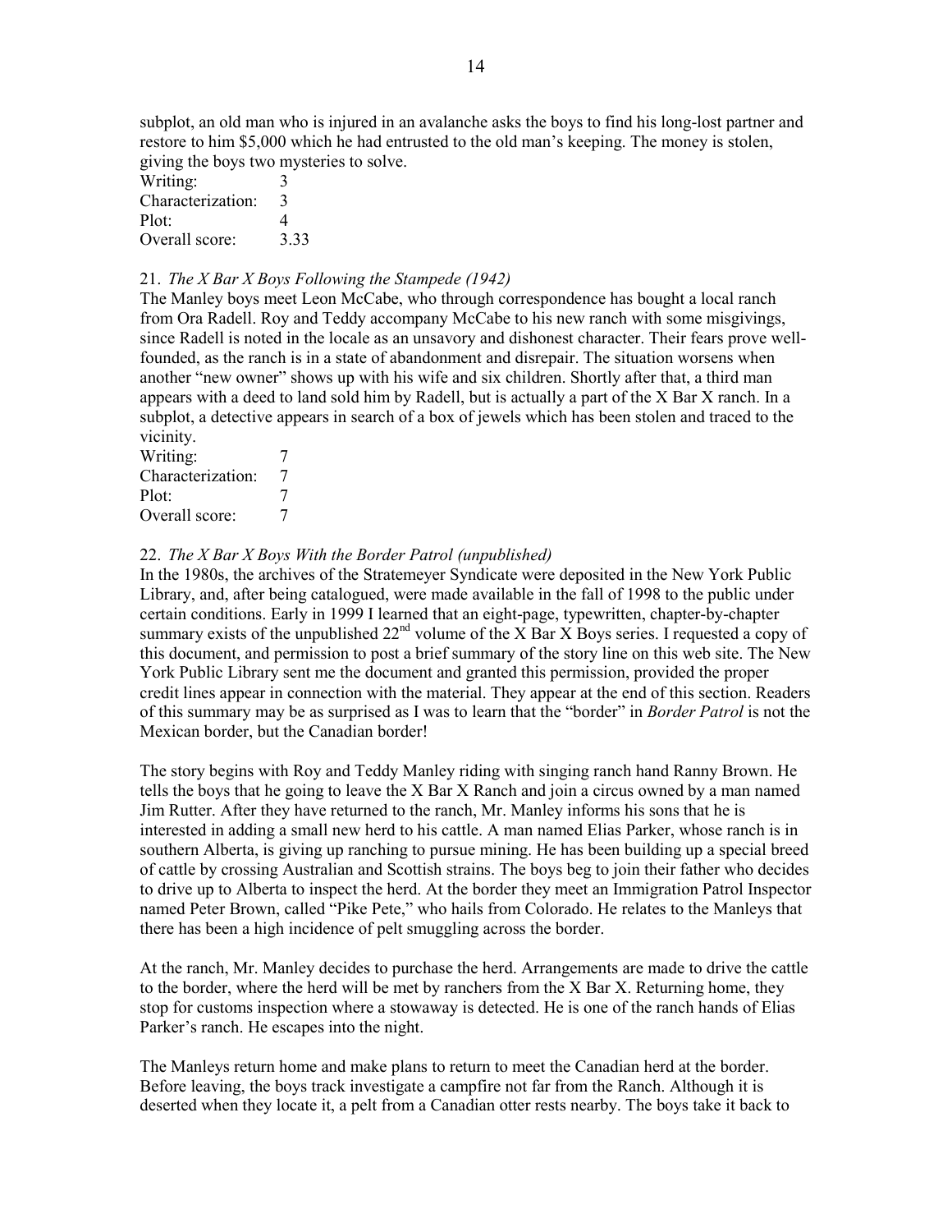subplot, an old man who is injured in an avalanche asks the boys to find his long-lost partner and restore to him $5,000 which he had entrusted to the old man's keeping. The money is stolen, giving the boys two mysteries to solve.

| | |
|---|---|
| Writing: | 3 |
| Characterization: | 3 |
| Plot: | 4 |
| Overall score: | 3.33 |

21. *The X Bar X Boys Following the Stampede (1942)*

The Manley boys meet Leon McCabe, who through correspondence has bought a local ranch from Ora Radell. Roy and Teddy accompany McCabe to his new ranch with some misgivings, since Radell is noted in the locale as an unsavory and dishonest character. Their fears prove well-founded, as the ranch is in a state of abandonment and disrepair. The situation worsens when another "new owner" shows up with his wife and six children. Shortly after that, a third man appears with a deed to land sold him by Radell, but is actually a part of the X Bar X ranch. In a subplot, a detective appears in search of a box of jewels which has been stolen and traced to the vicinity.

| | |
|---|---|
| Writing: | 7 |
| Characterization: | 7 |
| Plot: | 7 |
| Overall score: | 7 |

22. *The X Bar X Boys With the Border Patrol (unpublished)*

In the 1980s, the archives of the Stratemeyer Syndicate were deposited in the New York Public Library, and, after being catalogued, were made available in the fall of 1998 to the public under certain conditions. Early in 1999 I learned that an eight-page, typewritten, chapter-by-chapter summary exists of the unpublished 22nd volume of the X Bar X Boys series. I requested a copy of this document, and permission to post a brief summary of the story line on this web site. The New York Public Library sent me the document and granted this permission, provided the proper credit lines appear in connection with the material. They appear at the end of this section. Readers of this summary may be as surprised as I was to learn that the "border" in *Border Patrol* is not the Mexican border, but the Canadian border!

The story begins with Roy and Teddy Manley riding with singing ranch hand Ranny Brown. He tells the boys that he going to leave the X Bar X Ranch and join a circus owned by a man named Jim Rutter. After they have returned to the ranch, Mr. Manley informs his sons that he is interested in adding a small new herd to his cattle. A man named Elias Parker, whose ranch is in southern Alberta, is giving up ranching to pursue mining. He has been building up a special breed of cattle by crossing Australian and Scottish strains. The boys beg to join their father who decides to drive up to Alberta to inspect the herd. At the border they meet an Immigration Patrol Inspector named Peter Brown, called "Pike Pete," who hails from Colorado. He relates to the Manleys that there has been a high incidence of pelt smuggling across the border.

At the ranch, Mr. Manley decides to purchase the herd. Arrangements are made to drive the cattle to the border, where the herd will be met by ranchers from the X Bar X. Returning home, they stop for customs inspection where a stowaway is detected. He is one of the ranch hands of Elias Parker's ranch. He escapes into the night.

The Manleys return home and make plans to return to meet the Canadian herd at the border. Before leaving, the boys track investigate a campfire not far from the Ranch. Although it is deserted when they locate it, a pelt from a Canadian otter rests nearby. The boys take it back to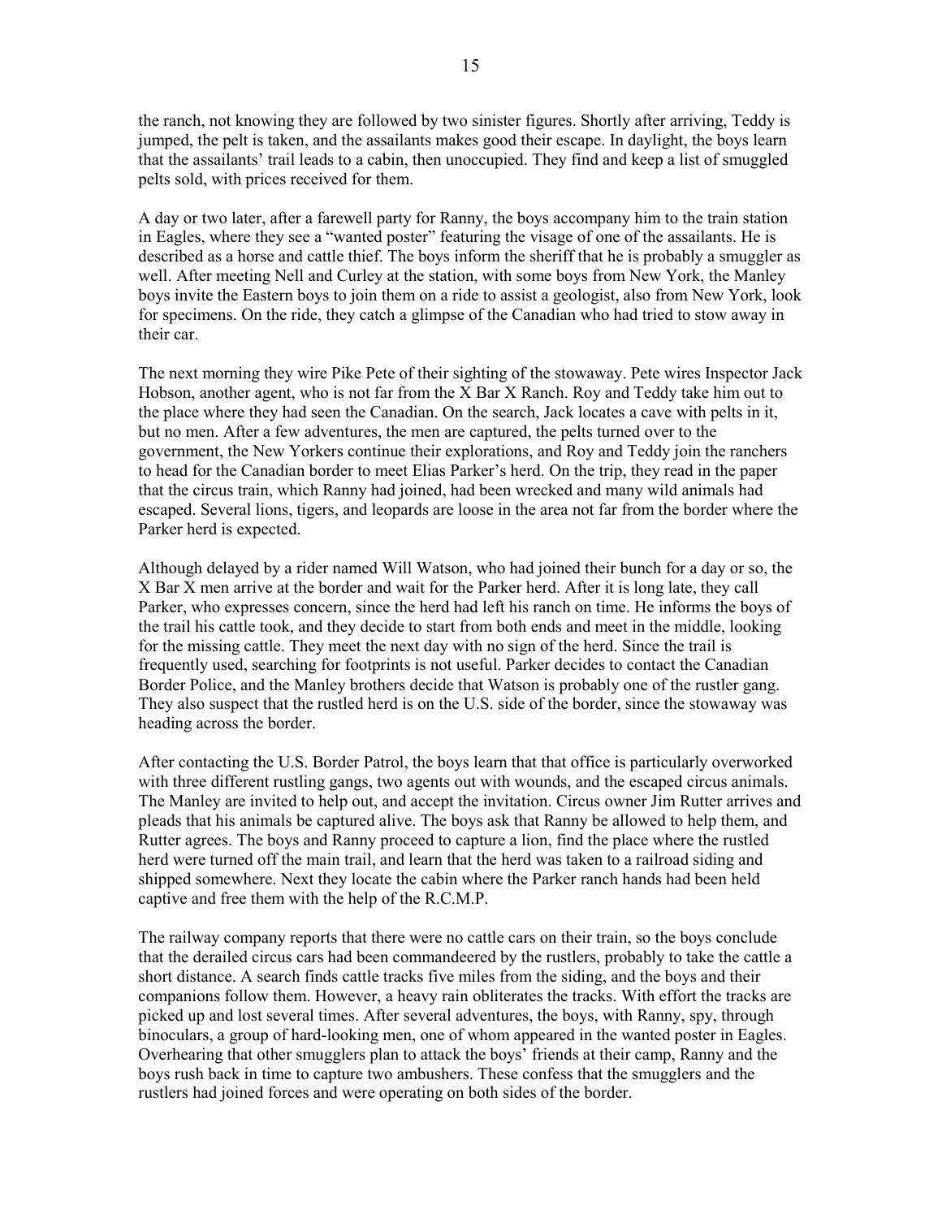the ranch, not knowing they are followed by two sinister figures. Shortly after arriving, Teddy is jumped, the pelt is taken, and the assailants makes good their escape. In daylight, the boys learn that the assailants' trail leads to a cabin, then unoccupied. They find and keep a list of smuggled pelts sold, with prices received for them.

A day or two later, after a farewell party for Ranny, the boys accompany him to the train station in Eagles, where they see a "wanted poster" featuring the visage of one of the assailants. He is described as a horse and cattle thief. The boys inform the sheriff that he is probably a smuggler as well. After meeting Nell and Curley at the station, with some boys from New York, the Manley boys invite the Eastern boys to join them on a ride to assist a geologist, also from New York, look for specimens. On the ride, they catch a glimpse of the Canadian who had tried to stow away in their car.

The next morning they wire Pike Pete of their sighting of the stowaway. Pete wires Inspector Jack Hobson, another agent, who is not far from the X Bar X Ranch. Roy and Teddy take him out to the place where they had seen the Canadian. On the search, Jack locates a cave with pelts in it, but no men. After a few adventures, the men are captured, the pelts turned over to the government, the New Yorkers continue their explorations, and Roy and Teddy join the ranchers to head for the Canadian border to meet Elias Parker's herd. On the trip, they read in the paper that the circus train, which Ranny had joined, had been wrecked and many wild animals had escaped. Several lions, tigers, and leopards are loose in the area not far from the border where the Parker herd is expected.

Although delayed by a rider named Will Watson, who had joined their bunch for a day or so, the X Bar X men arrive at the border and wait for the Parker herd. After it is long late, they call Parker, who expresses concern, since the herd had left his ranch on time. He informs the boys of the trail his cattle took, and they decide to start from both ends and meet in the middle, looking for the missing cattle. They meet the next day with no sign of the herd. Since the trail is frequently used, searching for footprints is not useful. Parker decides to contact the Canadian Border Police, and the Manley brothers decide that Watson is probably one of the rustler gang. They also suspect that the rustled herd is on the U.S. side of the border, since the stowaway was heading across the border.

After contacting the U.S. Border Patrol, the boys learn that that office is particularly overworked with three different rustling gangs, two agents out with wounds, and the escaped circus animals. The Manley are invited to help out, and accept the invitation. Circus owner Jim Rutter arrives and pleads that his animals be captured alive. The boys ask that Ranny be allowed to help them, and Rutter agrees. The boys and Ranny proceed to capture a lion, find the place where the rustled herd were turned off the main trail, and learn that the herd was taken to a railroad siding and shipped somewhere. Next they locate the cabin where the Parker ranch hands had been held captive and free them with the help of the R.C.M.P.

The railway company reports that there were no cattle cars on their train, so the boys conclude that the derailed circus cars had been commandeered by the rustlers, probably to take the cattle a short distance. A search finds cattle tracks five miles from the siding, and the boys and their companions follow them. However, a heavy rain obliterates the tracks. With effort the tracks are picked up and lost several times. After several adventures, the boys, with Ranny, spy, through binoculars, a group of hard-looking men, one of whom appeared in the wanted poster in Eagles. Overhearing that other smugglers plan to attack the boys' friends at their camp, Ranny and the boys rush back in time to capture two ambushers. These confess that the smugglers and the rustlers had joined forces and were operating on both sides of the border.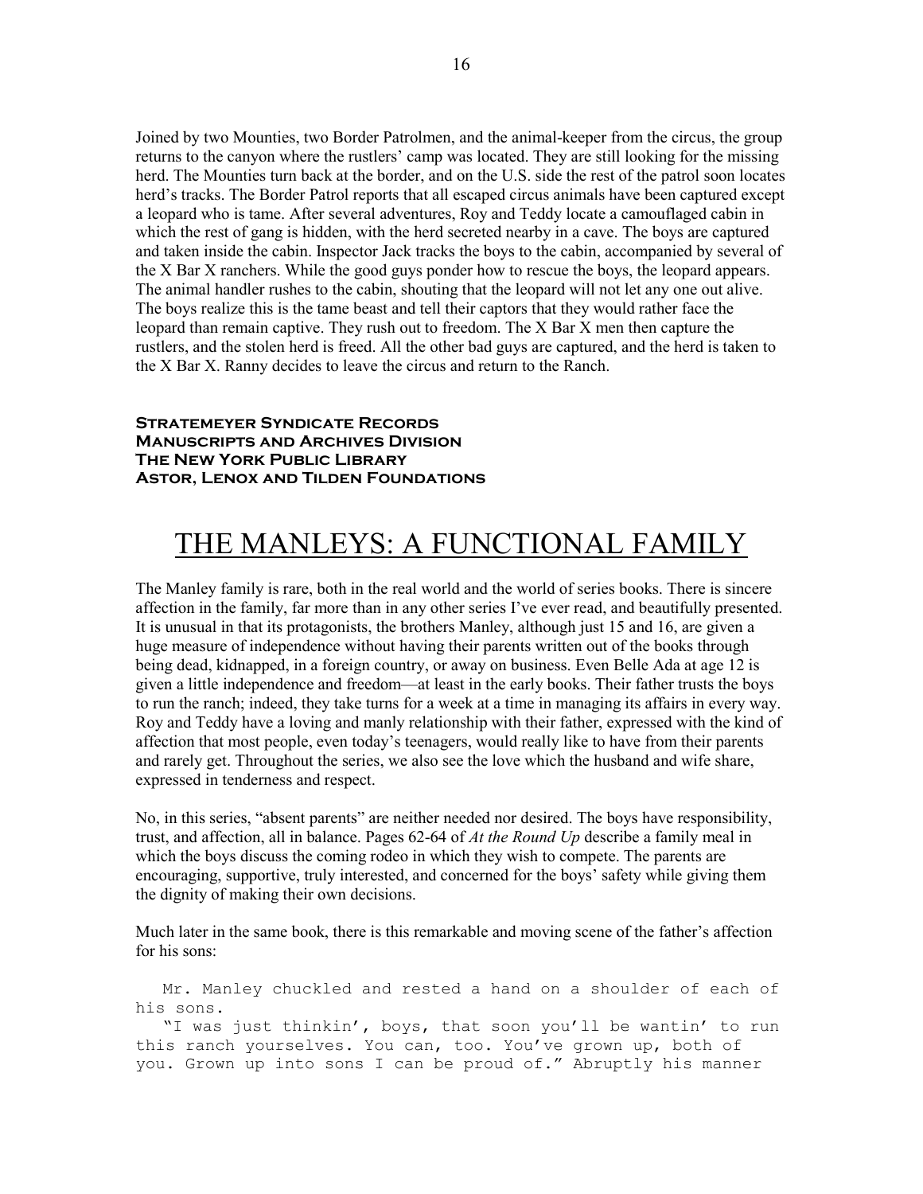Joined by two Mounties, two Border Patrolmen, and the animal-keeper from the circus, the group returns to the canyon where the rustlers' camp was located. They are still looking for the missing herd. The Mounties turn back at the border, and on the U.S. side the rest of the patrol soon locates herd's tracks. The Border Patrol reports that all escaped circus animals have been captured except a leopard who is tame. After several adventures, Roy and Teddy locate a camouflaged cabin in which the rest of gang is hidden, with the herd secreted nearby in a cave. The boys are captured and taken inside the cabin. Inspector Jack tracks the boys to the cabin, accompanied by several of the X Bar X ranchers. While the good guys ponder how to rescue the boys, the leopard appears. The animal handler rushes to the cabin, shouting that the leopard will not let any one out alive. The boys realize this is the tame beast and tell their captors that they would rather face the leopard than remain captive. They rush out to freedom. The X Bar X men then capture the rustlers, and the stolen herd is freed. All the other bad guys are captured, and the herd is taken to the X Bar X. Ranny decides to leave the circus and return to the Ranch.

**Stratemeyer Syndicate Records**
**Manuscripts and Archives Division**
**The New York Public Library**
**Astor, Lenox and Tilden Foundations**

# THE MANLEYS: A FUNCTIONAL FAMILY

The Manley family is rare, both in the real world and the world of series books. There is sincere affection in the family, far more than in any other series I've ever read, and beautifully presented. It is unusual in that its protagonists, the brothers Manley, although just 15 and 16, are given a huge measure of independence without having their parents written out of the books through being dead, kidnapped, in a foreign country, or away on business. Even Belle Ada at age 12 is given a little independence and freedom—at least in the early books. Their father trusts the boys to run the ranch; indeed, they take turns for a week at a time in managing its affairs in every way. Roy and Teddy have a loving and manly relationship with their father, expressed with the kind of affection that most people, even today's teenagers, would really like to have from their parents and rarely get. Throughout the series, we also see the love which the husband and wife share, expressed in tenderness and respect.

No, in this series, "absent parents" are neither needed nor desired. The boys have responsibility, trust, and affection, all in balance. Pages 62-64 of *At the Round Up* describe a family meal in which the boys discuss the coming rodeo in which they wish to compete. The parents are encouraging, supportive, truly interested, and concerned for the boys' safety while giving them the dignity of making their own decisions.

Much later in the same book, there is this remarkable and moving scene of the father's affection for his sons:

```
   Mr. Manley chuckled and rested a hand on a shoulder of each of
his sons.
   "I was just thinkin', boys, that soon you'll be wantin' to run
this ranch yourselves. You can, too. You've grown up, both of
you. Grown up into sons I can be proud of." Abruptly his manner
```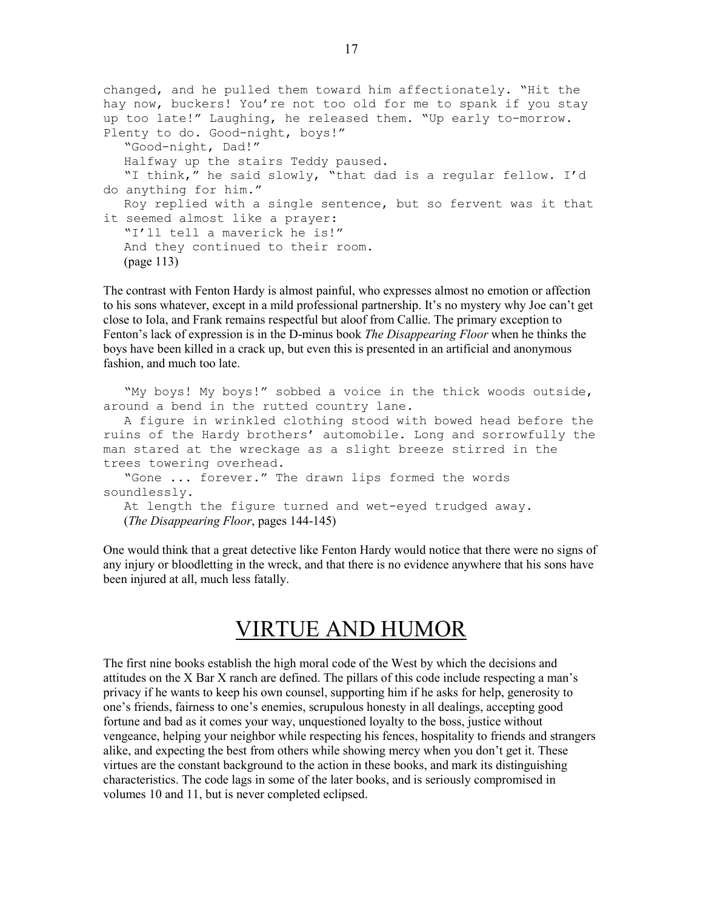changed, and he pulled them toward him affectionately. "Hit the hay now, buckers! You're not too old for me to spank if you stay up too late!" Laughing, he released them. "Up early to-morrow. Plenty to do. Good-night, boys!"

"Good-night, Dad!"

Halfway up the stairs Teddy paused.

"I think," he said slowly, "that dad is a regular fellow. I'd do anything for him."

Roy replied with a single sentence, but so fervent was it that it seemed almost like a prayer:

"I'll tell a maverick he is!"

And they continued to their room.

(page 113)

The contrast with Fenton Hardy is almost painful, who expresses almost no emotion or affection to his sons whatever, except in a mild professional partnership. It's no mystery why Joe can't get close to Iola, and Frank remains respectful but aloof from Callie. The primary exception to Fenton's lack of expression is in the D-minus book *The Disappearing Floor* when he thinks the boys have been killed in a crack up, but even this is presented in an artificial and anonymous fashion, and much too late.

"My boys! My boys!" sobbed a voice in the thick woods outside, around a bend in the rutted country lane.

A figure in wrinkled clothing stood with bowed head before the ruins of the Hardy brothers' automobile. Long and sorrowfully the man stared at the wreckage as a slight breeze stirred in the trees towering overhead.

"Gone ... forever." The drawn lips formed the words soundlessly.

At length the figure turned and wet-eyed trudged away.

(*The Disappearing Floor*, pages 144-145)

One would think that a great detective like Fenton Hardy would notice that there were no signs of any injury or bloodletting in the wreck, and that there is no evidence anywhere that his sons have been injured at all, much less fatally.

# VIRTUE AND HUMOR

The first nine books establish the high moral code of the West by which the decisions and attitudes on the X Bar X ranch are defined. The pillars of this code include respecting a man's privacy if he wants to keep his own counsel, supporting him if he asks for help, generosity to one's friends, fairness to one's enemies, scrupulous honesty in all dealings, accepting good fortune and bad as it comes your way, unquestioned loyalty to the boss, justice without vengeance, helping your neighbor while respecting his fences, hospitality to friends and strangers alike, and expecting the best from others while showing mercy when you don't get it. These virtues are the constant background to the action in these books, and mark its distinguishing characteristics. The code lags in some of the later books, and is seriously compromised in volumes 10 and 11, but is never completed eclipsed.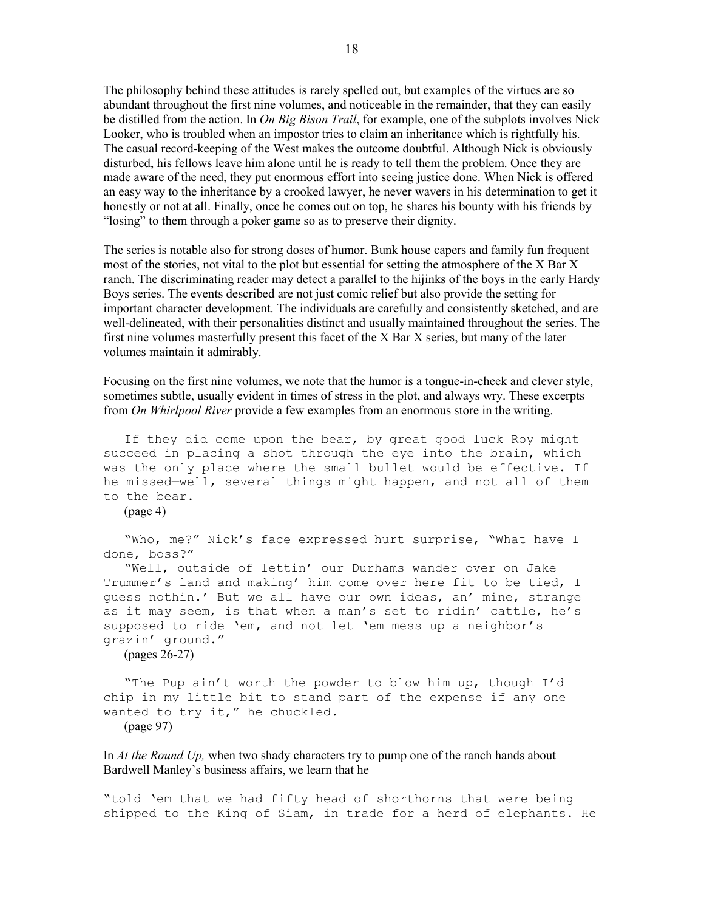The philosophy behind these attitudes is rarely spelled out, but examples of the virtues are so abundant throughout the first nine volumes, and noticeable in the remainder, that they can easily be distilled from the action. In *On Big Bison Trail*, for example, one of the subplots involves Nick Looker, who is troubled when an impostor tries to claim an inheritance which is rightfully his. The casual record-keeping of the West makes the outcome doubtful. Although Nick is obviously disturbed, his fellows leave him alone until he is ready to tell them the problem. Once they are made aware of the need, they put enormous effort into seeing justice done. When Nick is offered an easy way to the inheritance by a crooked lawyer, he never wavers in his determination to get it honestly or not at all. Finally, once he comes out on top, he shares his bounty with his friends by "losing" to them through a poker game so as to preserve their dignity.

The series is notable also for strong doses of humor. Bunk house capers and family fun frequent most of the stories, not vital to the plot but essential for setting the atmosphere of the X Bar X ranch. The discriminating reader may detect a parallel to the hijinks of the boys in the early Hardy Boys series. The events described are not just comic relief but also provide the setting for important character development. The individuals are carefully and consistently sketched, and are well-delineated, with their personalities distinct and usually maintained throughout the series. The first nine volumes masterfully present this facet of the X Bar X series, but many of the later volumes maintain it admirably.

Focusing on the first nine volumes, we note that the humor is a tongue-in-cheek and clever style, sometimes subtle, usually evident in times of stress in the plot, and always wry. These excerpts from *On Whirlpool River* provide a few examples from an enormous store in the writing.

> If they did come upon the bear, by great good luck Roy might succeed in placing a shot through the eye into the brain, which was the only place where the small bullet would be effective. If he missed—well, several things might happen, and not all of them to the bear.
>
> (page 4)

> "Who, me?" Nick's face expressed hurt surprise, "What have I done, boss?"
>
> "Well, outside of lettin' our Durhams wander over on Jake Trummer's land and making' him come over here fit to be tied, I guess nothin.' But we all have our own ideas, an' mine, strange as it may seem, is that when a man's set to ridin' cattle, he's supposed to ride 'em, and not let 'em mess up a neighbor's grazin' ground."
>
> (pages 26-27)

> "The Pup ain't worth the powder to blow him up, though I'd chip in my little bit to stand part of the expense if any one wanted to try it," he chuckled.
>
> (page 97)

In *At the Round Up,* when two shady characters try to pump one of the ranch hands about Bardwell Manley's business affairs, we learn that he

> "told 'em that we had fifty head of shorthorns that were being shipped to the King of Siam, in trade for a herd of elephants. He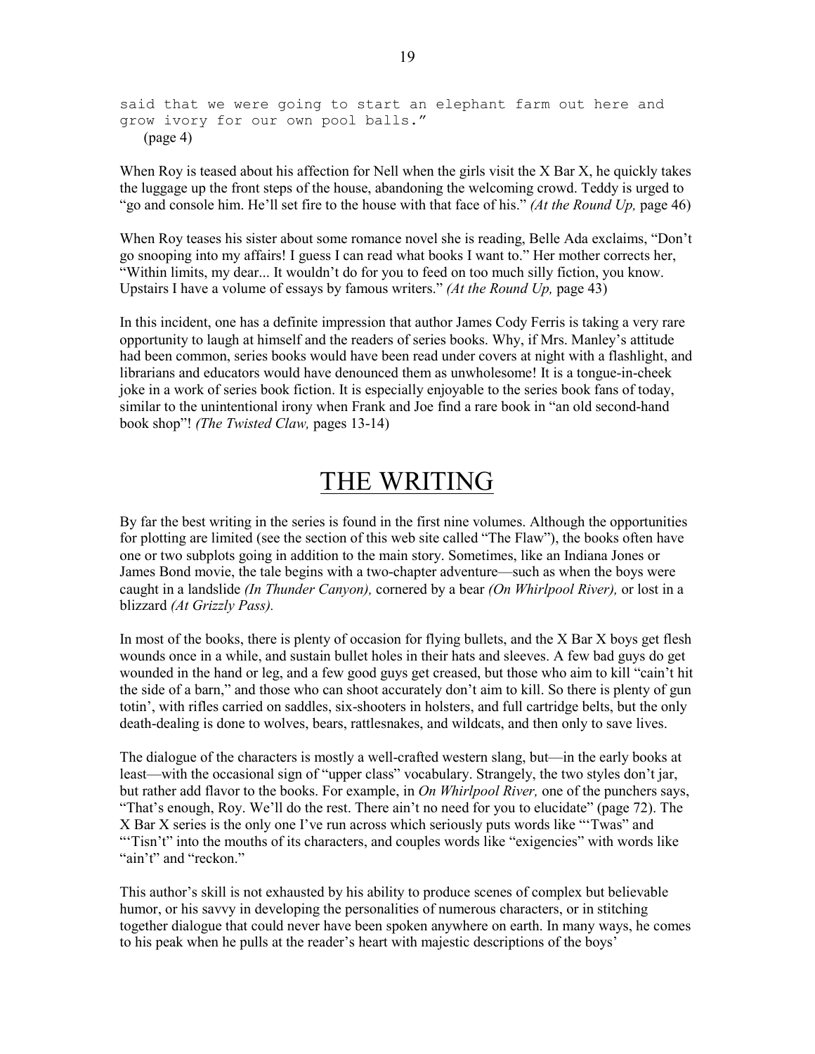```
said that we were going to start an elephant farm out here and
grow ivory for our own pool balls."
```
(page 4)

When Roy is teased about his affection for Nell when the girls visit the X Bar X, he quickly takes the luggage up the front steps of the house, abandoning the welcoming crowd. Teddy is urged to "go and console him. He'll set fire to the house with that face of his." *(At the Round Up,* page 46)

When Roy teases his sister about some romance novel she is reading, Belle Ada exclaims, "Don't go snooping into my affairs! I guess I can read what books I want to." Her mother corrects her, "Within limits, my dear... It wouldn't do for you to feed on too much silly fiction, you know. Upstairs I have a volume of essays by famous writers." *(At the Round Up,* page 43)

In this incident, one has a definite impression that author James Cody Ferris is taking a very rare opportunity to laugh at himself and the readers of series books. Why, if Mrs. Manley's attitude had been common, series books would have been read under covers at night with a flashlight, and librarians and educators would have denounced them as unwholesome! It is a tongue-in-cheek joke in a work of series book fiction. It is especially enjoyable to the series book fans of today, similar to the unintentional irony when Frank and Joe find a rare book in "an old second-hand book shop"! *(The Twisted Claw,* pages 13-14)

# THE WRITING

By far the best writing in the series is found in the first nine volumes. Although the opportunities for plotting are limited (see the section of this web site called "The Flaw"), the books often have one or two subplots going in addition to the main story. Sometimes, like an Indiana Jones or James Bond movie, the tale begins with a two-chapter adventure—such as when the boys were caught in a landslide *(In Thunder Canyon),* cornered by a bear *(On Whirlpool River),* or lost in a blizzard *(At Grizzly Pass).*

In most of the books, there is plenty of occasion for flying bullets, and the X Bar X boys get flesh wounds once in a while, and sustain bullet holes in their hats and sleeves. A few bad guys do get wounded in the hand or leg, and a few good guys get creased, but those who aim to kill "cain't hit the side of a barn," and those who can shoot accurately don't aim to kill. So there is plenty of gun totin', with rifles carried on saddles, six-shooters in holsters, and full cartridge belts, but the only death-dealing is done to wolves, bears, rattlesnakes, and wildcats, and then only to save lives.

The dialogue of the characters is mostly a well-crafted western slang, but—in the early books at least—with the occasional sign of "upper class" vocabulary. Strangely, the two styles don't jar, but rather add flavor to the books. For example, in *On Whirlpool River,* one of the punchers says, "That's enough, Roy. We'll do the rest. There ain't no need for you to elucidate" (page 72). The X Bar X series is the only one I've run across which seriously puts words like "'Twas" and "'Tisn't" into the mouths of its characters, and couples words like "exigencies" with words like "ain't" and "reckon."

This author's skill is not exhausted by his ability to produce scenes of complex but believable humor, or his savvy in developing the personalities of numerous characters, or in stitching together dialogue that could never have been spoken anywhere on earth. In many ways, he comes to his peak when he pulls at the reader's heart with majestic descriptions of the boys'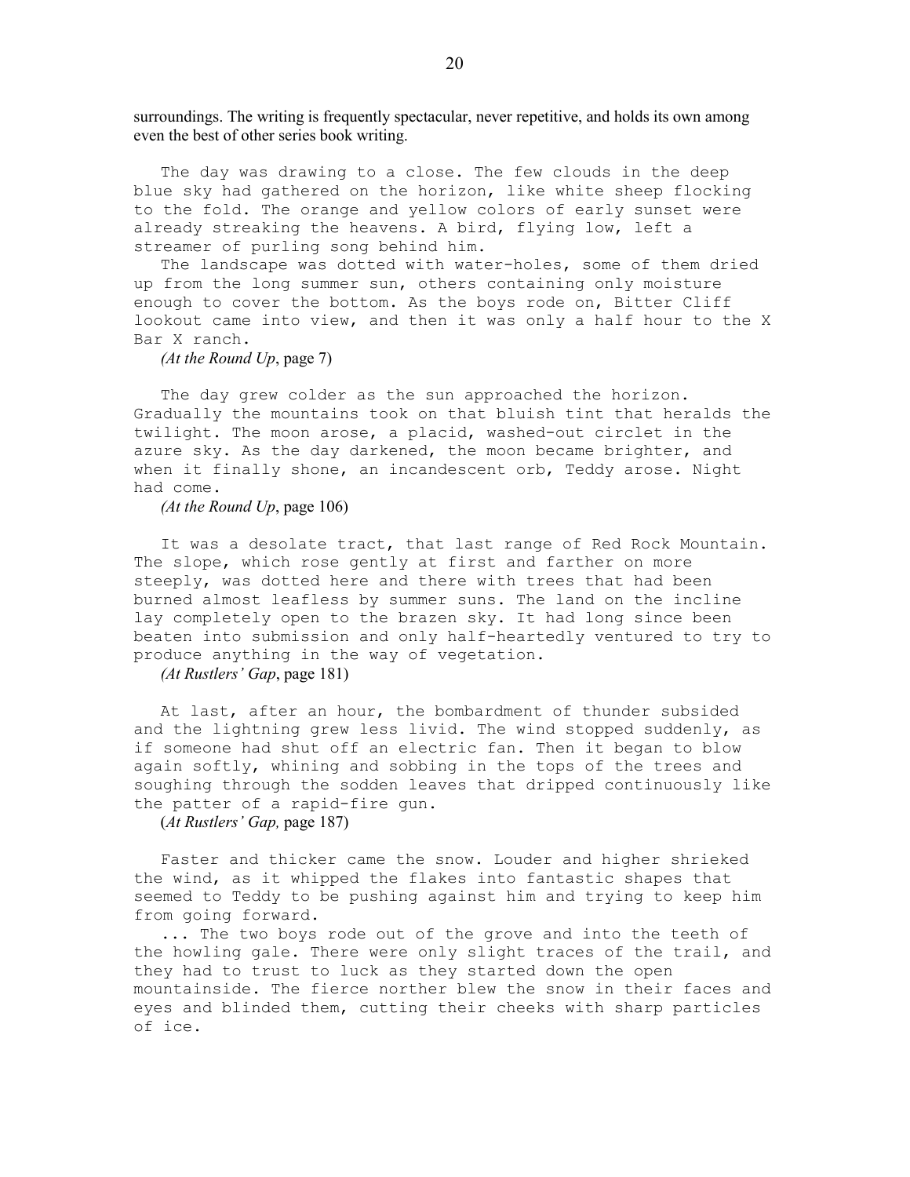surroundings. The writing is frequently spectacular, never repetitive, and holds its own among even the best of other series book writing.

> The day was drawing to a close. The few clouds in the deep blue sky had gathered on the horizon, like white sheep flocking to the fold. The orange and yellow colors of early sunset were already streaking the heavens. A bird, flying low, left a streamer of purling song behind him.
>
> The landscape was dotted with water-holes, some of them dried up from the long summer sun, others containing only moisture enough to cover the bottom. As the boys rode on, Bitter Cliff lookout came into view, and then it was only a half hour to the X Bar X ranch.
>
> *(At the Round Up*, page 7)

> The day grew colder as the sun approached the horizon. Gradually the mountains took on that bluish tint that heralds the twilight. The moon arose, a placid, washed-out circlet in the azure sky. As the day darkened, the moon became brighter, and when it finally shone, an incandescent orb, Teddy arose. Night had come.
>
> *(At the Round Up*, page 106)

> It was a desolate tract, that last range of Red Rock Mountain. The slope, which rose gently at first and farther on more steeply, was dotted here and there with trees that had been burned almost leafless by summer suns. The land on the incline lay completely open to the brazen sky. It had long since been beaten into submission and only half-heartedly ventured to try to produce anything in the way of vegetation.
>
> *(At Rustlers' Gap*, page 181)

> At last, after an hour, the bombardment of thunder subsided and the lightning grew less livid. The wind stopped suddenly, as if someone had shut off an electric fan. Then it began to blow again softly, whining and sobbing in the tops of the trees and soughing through the sodden leaves that dripped continuously like the patter of a rapid-fire gun.
>
> (*At Rustlers' Gap,* page 187)

> Faster and thicker came the snow. Louder and higher shrieked the wind, as it whipped the flakes into fantastic shapes that seemed to Teddy to be pushing against him and trying to keep him from going forward.
>
> ... The two boys rode out of the grove and into the teeth of the howling gale. There were only slight traces of the trail, and they had to trust to luck as they started down the open mountainside. The fierce norther blew the snow in their faces and eyes and blinded them, cutting their cheeks with sharp particles of ice.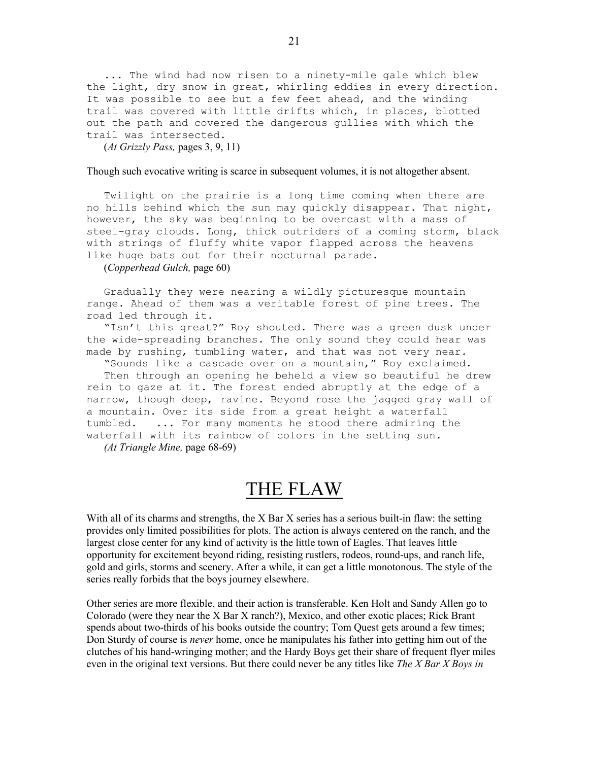... The wind had now risen to a ninety-mile gale which blew the light, dry snow in great, whirling eddies in every direction. It was possible to see but a few feet ahead, and the winding trail was covered with little drifts which, in places, blotted out the path and covered the dangerous gullies with which the trail was intersected.

(*At Grizzly Pass,* pages 3, 9, 11)

Though such evocative writing is scarce in subsequent volumes, it is not altogether absent.

Twilight on the prairie is a long time coming when there are no hills behind which the sun may quickly disappear. That night, however, the sky was beginning to be overcast with a mass of steel-gray clouds. Long, thick outriders of a coming storm, black with strings of fluffy white vapor flapped across the heavens like huge bats out for their nocturnal parade.

(*Copperhead Gulch,* page 60)

Gradually they were nearing a wildly picturesque mountain range. Ahead of them was a veritable forest of pine trees. The road led through it.

"Isn't this great?" Roy shouted. There was a green dusk under the wide-spreading branches. The only sound they could hear was made by rushing, tumbling water, and that was not very near.

"Sounds like a cascade over on a mountain," Roy exclaimed.

Then through an opening he beheld a view so beautiful he drew rein to gaze at it. The forest ended abruptly at the edge of a narrow, though deep, ravine. Beyond rose the jagged gray wall of a mountain. Over its side from a great height a waterfall tumbled. ... For many moments he stood there admiring the waterfall with its rainbow of colors in the setting sun.

*(At Triangle Mine,* page 68-69)

# THE FLAW

With all of its charms and strengths, the X Bar X series has a serious built-in flaw: the setting provides only limited possibilities for plots. The action is always centered on the ranch, and the largest close center for any kind of activity is the little town of Eagles. That leaves little opportunity for excitement beyond riding, resisting rustlers, rodeos, round-ups, and ranch life, gold and girls, storms and scenery. After a while, it can get a little monotonous. The style of the series really forbids that the boys journey elsewhere.

Other series are more flexible, and their action is transferable. Ken Holt and Sandy Allen go to Colorado (were they near the X Bar X ranch?), Mexico, and other exotic places; Rick Brant spends about two-thirds of his books outside the country; Tom Quest gets around a few times; Don Sturdy of course is *never* home, once he manipulates his father into getting him out of the clutches of his hand-wringing mother; and the Hardy Boys get their share of frequent flyer miles even in the original text versions. But there could never be any titles like *The X Bar X Boys in*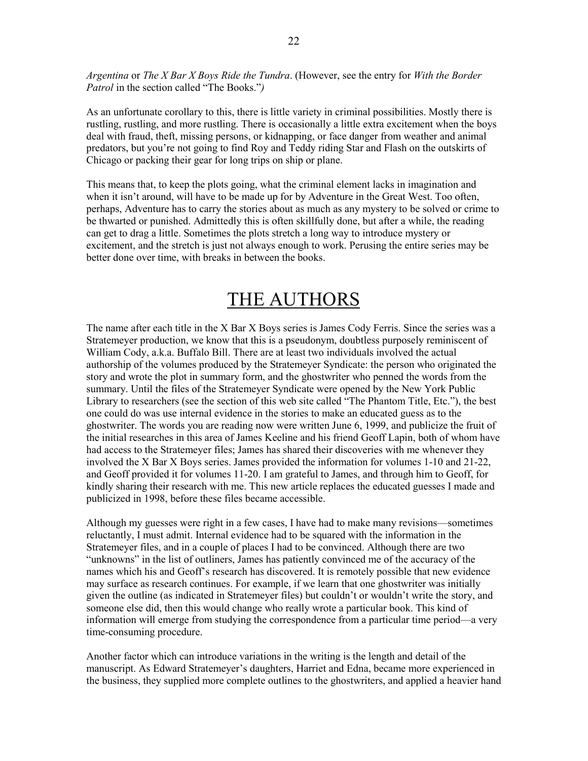*Argentina* or *The X Bar X Boys Ride the Tundra*. (However, see the entry for *With the Border Patrol* in the section called "The Books."*)*

As an unfortunate corollary to this, there is little variety in criminal possibilities. Mostly there is rustling, rustling, and more rustling. There is occasionally a little extra excitement when the boys deal with fraud, theft, missing persons, or kidnapping, or face danger from weather and animal predators, but you're not going to find Roy and Teddy riding Star and Flash on the outskirts of Chicago or packing their gear for long trips on ship or plane.

This means that, to keep the plots going, what the criminal element lacks in imagination and when it isn't around, will have to be made up for by Adventure in the Great West. Too often, perhaps, Adventure has to carry the stories about as much as any mystery to be solved or crime to be thwarted or punished. Admittedly this is often skillfully done, but after a while, the reading can get to drag a little. Sometimes the plots stretch a long way to introduce mystery or excitement, and the stretch is just not always enough to work. Perusing the entire series may be better done over time, with breaks in between the books.

# THE AUTHORS

The name after each title in the X Bar X Boys series is James Cody Ferris. Since the series was a Stratemeyer production, we know that this is a pseudonym, doubtless purposely reminiscent of William Cody, a.k.a. Buffalo Bill. There are at least two individuals involved the actual authorship of the volumes produced by the Stratemeyer Syndicate: the person who originated the story and wrote the plot in summary form, and the ghostwriter who penned the words from the summary. Until the files of the Stratemeyer Syndicate were opened by the New York Public Library to researchers (see the section of this web site called "The Phantom Title, Etc."), the best one could do was use internal evidence in the stories to make an educated guess as to the ghostwriter. The words you are reading now were written June 6, 1999, and publicize the fruit of the initial researches in this area of James Keeline and his friend Geoff Lapin, both of whom have had access to the Stratemeyer files; James has shared their discoveries with me whenever they involved the X Bar X Boys series. James provided the information for volumes 1-10 and 21-22, and Geoff provided it for volumes 11-20. I am grateful to James, and through him to Geoff, for kindly sharing their research with me. This new article replaces the educated guesses I made and publicized in 1998, before these files became accessible.

Although my guesses were right in a few cases, I have had to make many revisions—sometimes reluctantly, I must admit. Internal evidence had to be squared with the information in the Stratemeyer files, and in a couple of places I had to be convinced. Although there are two "unknowns" in the list of outliners, James has patiently convinced me of the accuracy of the names which his and Geoff's research has discovered. It is remotely possible that new evidence may surface as research continues. For example, if we learn that one ghostwriter was initially given the outline (as indicated in Stratemeyer files) but couldn't or wouldn't write the story, and someone else did, then this would change who really wrote a particular book. This kind of information will emerge from studying the correspondence from a particular time period—a very time-consuming procedure.

Another factor which can introduce variations in the writing is the length and detail of the manuscript. As Edward Stratemeyer's daughters, Harriet and Edna, became more experienced in the business, they supplied more complete outlines to the ghostwriters, and applied a heavier hand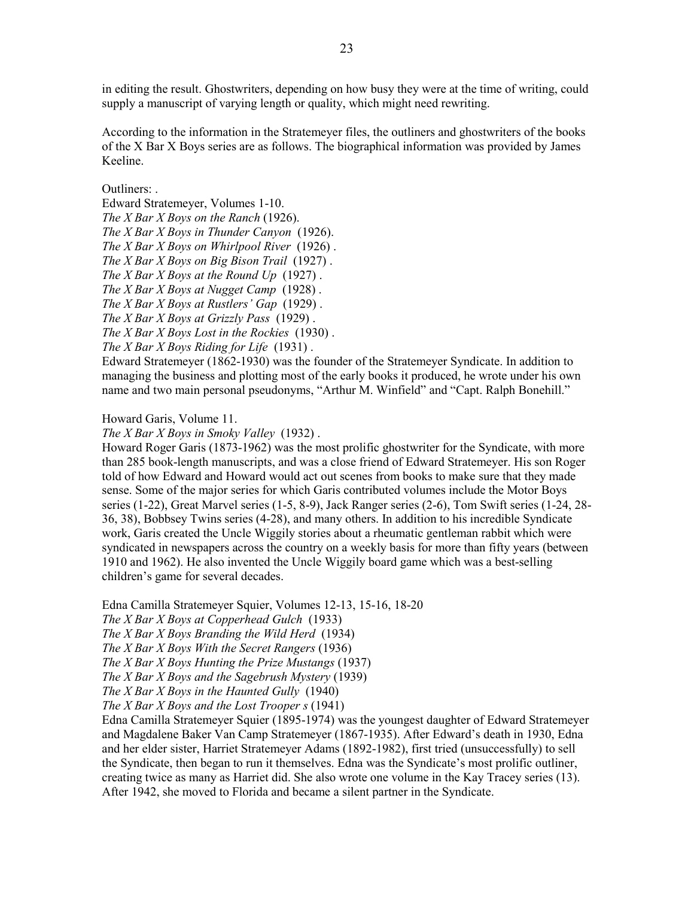in editing the result. Ghostwriters, depending on how busy they were at the time of writing, could supply a manuscript of varying length or quality, which might need rewriting.

According to the information in the Stratemeyer files, the outliners and ghostwriters of the books of the X Bar X Boys series are as follows. The biographical information was provided by James Keeline.

Outliners: .

Edward Stratemeyer, Volumes 1-10.
*The X Bar X Boys on the Ranch* (1926).
*The X Bar X Boys in Thunder Canyon* (1926).
*The X Bar X Boys on Whirlpool River* (1926) .
*The X Bar X Boys on Big Bison Trail* (1927) .
*The X Bar X Boys at the Round Up* (1927) .
*The X Bar X Boys at Nugget Camp* (1928) .
*The X Bar X Boys at Rustlers' Gap* (1929) .
*The X Bar X Boys at Grizzly Pass* (1929) .
*The X Bar X Boys Lost in the Rockies* (1930) .
*The X Bar X Boys Riding for Life* (1931) .
Edward Stratemeyer (1862-1930) was the founder of the Stratemeyer Syndicate. In addition to managing the business and plotting most of the early books it produced, he wrote under his own name and two main personal pseudonyms, "Arthur M. Winfield" and "Capt. Ralph Bonehill."

Howard Garis, Volume 11.
*The X Bar X Boys in Smoky Valley* (1932) .
Howard Roger Garis (1873-1962) was the most prolific ghostwriter for the Syndicate, with more than 285 book-length manuscripts, and was a close friend of Edward Stratemeyer. His son Roger told of how Edward and Howard would act out scenes from books to make sure that they made sense. Some of the major series for which Garis contributed volumes include the Motor Boys series (1-22), Great Marvel series (1-5, 8-9), Jack Ranger series (2-6), Tom Swift series (1-24, 28-36, 38), Bobbsey Twins series (4-28), and many others. In addition to his incredible Syndicate work, Garis created the Uncle Wiggily stories about a rheumatic gentleman rabbit which were syndicated in newspapers across the country on a weekly basis for more than fifty years (between 1910 and 1962). He also invented the Uncle Wiggily board game which was a best-selling children's game for several decades.

Edna Camilla Stratemeyer Squier, Volumes 12-13, 15-16, 18-20
*The X Bar X Boys at Copperhead Gulch* (1933)
*The X Bar X Boys Branding the Wild Herd* (1934)
*The X Bar X Boys With the Secret Rangers* (1936)
*The X Bar X Boys Hunting the Prize Mustangs* (1937)
*The X Bar X Boys and the Sagebrush Mystery* (1939)
*The X Bar X Boys in the Haunted Gully* (1940)
*The X Bar X Boys and the Lost Trooper s* (1941)
Edna Camilla Stratemeyer Squier (1895-1974) was the youngest daughter of Edward Stratemeyer and Magdalene Baker Van Camp Stratemeyer (1867-1935). After Edward's death in 1930, Edna and her elder sister, Harriet Stratemeyer Adams (1892-1982), first tried (unsuccessfully) to sell the Syndicate, then began to run it themselves. Edna was the Syndicate's most prolific outliner, creating twice as many as Harriet did. She also wrote one volume in the Kay Tracey series (13). After 1942, she moved to Florida and became a silent partner in the Syndicate.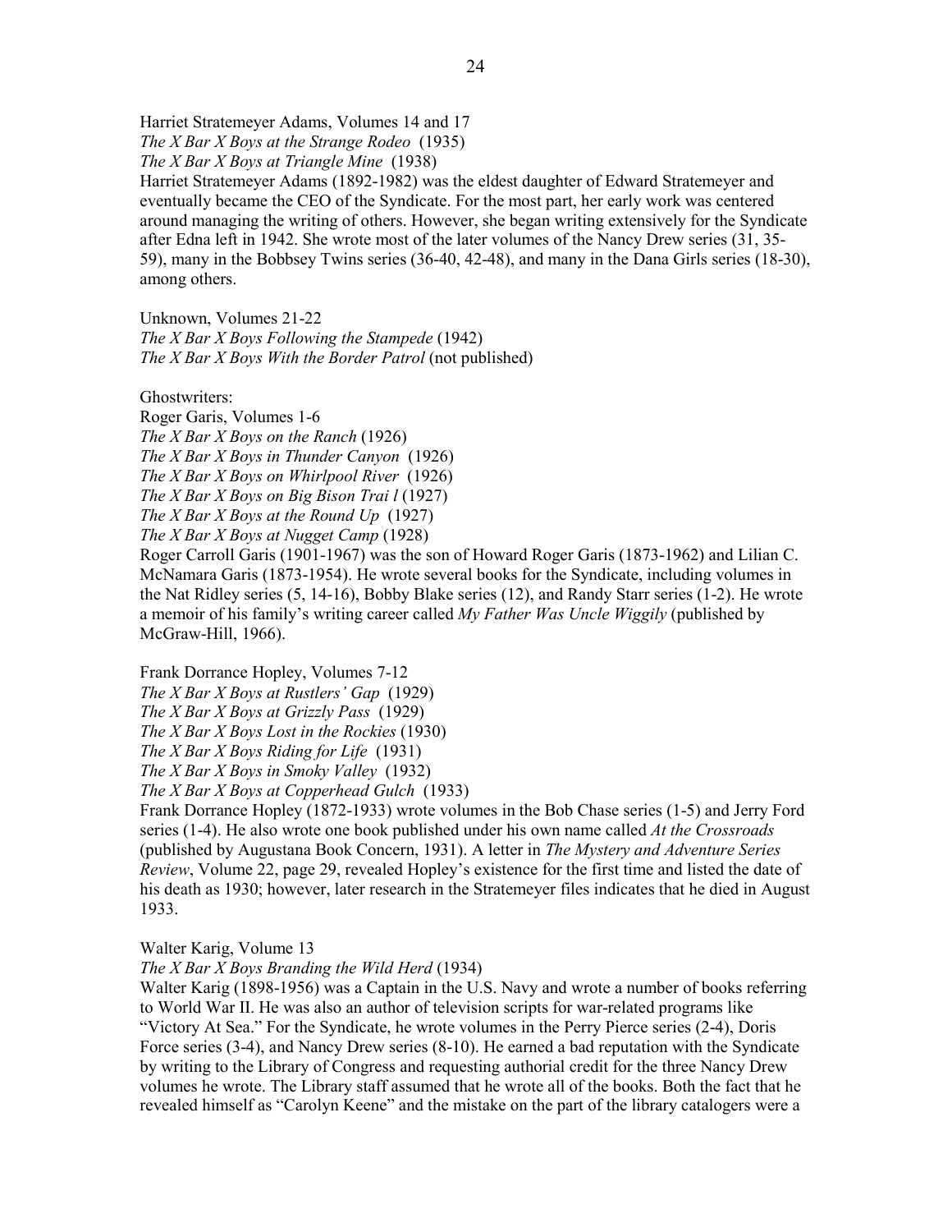Harriet Stratemeyer Adams, Volumes 14 and 17
*The X Bar X Boys at the Strange Rodeo* (1935)
*The X Bar X Boys at Triangle Mine* (1938)
Harriet Stratemeyer Adams (1892-1982) was the eldest daughter of Edward Stratemeyer and eventually became the CEO of the Syndicate. For the most part, her early work was centered around managing the writing of others. However, she began writing extensively for the Syndicate after Edna left in 1942. She wrote most of the later volumes of the Nancy Drew series (31, 35-59), many in the Bobbsey Twins series (36-40, 42-48), and many in the Dana Girls series (18-30), among others.

Unknown, Volumes 21-22
*The X Bar X Boys Following the Stampede* (1942)
*The X Bar X Boys With the Border Patrol* (not published)

Ghostwriters:
Roger Garis, Volumes 1-6
*The X Bar X Boys on the Ranch* (1926)
*The X Bar X Boys in Thunder Canyon* (1926)
*The X Bar X Boys on Whirlpool River* (1926)
*The X Bar X Boys on Big Bison Trai l* (1927)
*The X Bar X Boys at the Round Up* (1927)
*The X Bar X Boys at Nugget Camp* (1928)
Roger Carroll Garis (1901-1967) was the son of Howard Roger Garis (1873-1962) and Lilian C. McNamara Garis (1873-1954). He wrote several books for the Syndicate, including volumes in the Nat Ridley series (5, 14-16), Bobby Blake series (12), and Randy Starr series (1-2). He wrote a memoir of his family's writing career called *My Father Was Uncle Wiggily* (published by McGraw-Hill, 1966).

Frank Dorrance Hopley, Volumes 7-12
*The X Bar X Boys at Rustlers' Gap* (1929)
*The X Bar X Boys at Grizzly Pass* (1929)
*The X Bar X Boys Lost in the Rockies* (1930)
*The X Bar X Boys Riding for Life* (1931)
*The X Bar X Boys in Smoky Valley* (1932)
*The X Bar X Boys at Copperhead Gulch* (1933)
Frank Dorrance Hopley (1872-1933) wrote volumes in the Bob Chase series (1-5) and Jerry Ford series (1-4). He also wrote one book published under his own name called *At the Crossroads* (published by Augustana Book Concern, 1931). A letter in *The Mystery and Adventure Series Review*, Volume 22, page 29, revealed Hopley's existence for the first time and listed the date of his death as 1930; however, later research in the Stratemeyer files indicates that he died in August 1933.

Walter Karig, Volume 13
*The X Bar X Boys Branding the Wild Herd* (1934)
Walter Karig (1898-1956) was a Captain in the U.S. Navy and wrote a number of books referring to World War II. He was also an author of television scripts for war-related programs like "Victory At Sea." For the Syndicate, he wrote volumes in the Perry Pierce series (2-4), Doris Force series (3-4), and Nancy Drew series (8-10). He earned a bad reputation with the Syndicate by writing to the Library of Congress and requesting authorial credit for the three Nancy Drew volumes he wrote. The Library staff assumed that he wrote all of the books. Both the fact that he revealed himself as "Carolyn Keene" and the mistake on the part of the library catalogers were a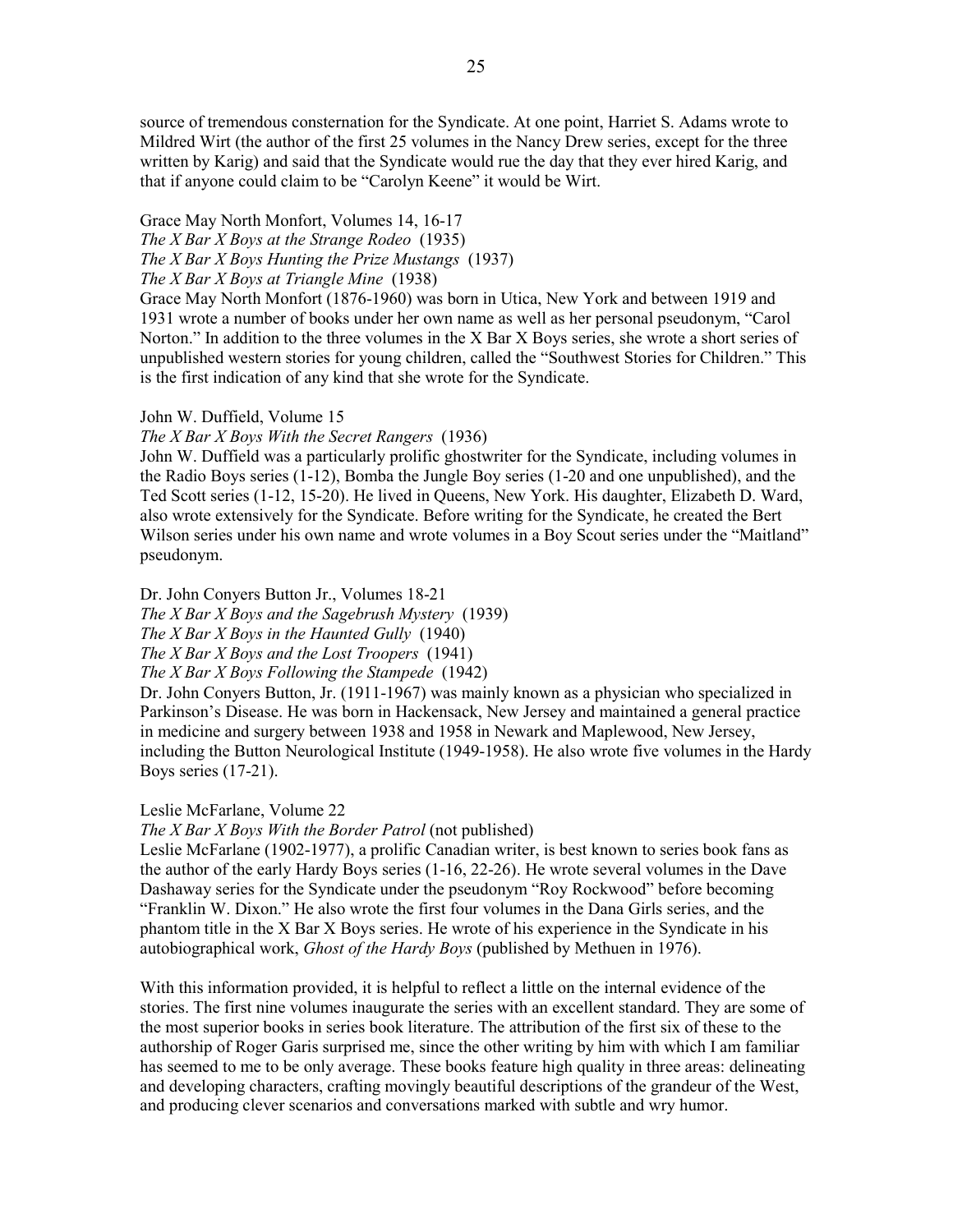source of tremendous consternation for the Syndicate. At one point, Harriet S. Adams wrote to Mildred Wirt (the author of the first 25 volumes in the Nancy Drew series, except for the three written by Karig) and said that the Syndicate would rue the day that they ever hired Karig, and that if anyone could claim to be "Carolyn Keene" it would be Wirt.

Grace May North Monfort, Volumes 14, 16-17
*The X Bar X Boys at the Strange Rodeo* (1935)
*The X Bar X Boys Hunting the Prize Mustangs* (1937)
*The X Bar X Boys at Triangle Mine* (1938)
Grace May North Monfort (1876-1960) was born in Utica, New York and between 1919 and 1931 wrote a number of books under her own name as well as her personal pseudonym, "Carol Norton." In addition to the three volumes in the X Bar X Boys series, she wrote a short series of unpublished western stories for young children, called the "Southwest Stories for Children." This is the first indication of any kind that she wrote for the Syndicate.

John W. Duffield, Volume 15
*The X Bar X Boys With the Secret Rangers* (1936)
John W. Duffield was a particularly prolific ghostwriter for the Syndicate, including volumes in the Radio Boys series (1-12), Bomba the Jungle Boy series (1-20 and one unpublished), and the Ted Scott series (1-12, 15-20). He lived in Queens, New York. His daughter, Elizabeth D. Ward, also wrote extensively for the Syndicate. Before writing for the Syndicate, he created the Bert Wilson series under his own name and wrote volumes in a Boy Scout series under the "Maitland" pseudonym.

Dr. John Conyers Button Jr., Volumes 18-21
*The X Bar X Boys and the Sagebrush Mystery* (1939)
*The X Bar X Boys in the Haunted Gully* (1940)
*The X Bar X Boys and the Lost Troopers* (1941)
*The X Bar X Boys Following the Stampede* (1942)
Dr. John Conyers Button, Jr. (1911-1967) was mainly known as a physician who specialized in Parkinson's Disease. He was born in Hackensack, New Jersey and maintained a general practice in medicine and surgery between 1938 and 1958 in Newark and Maplewood, New Jersey, including the Button Neurological Institute (1949-1958). He also wrote five volumes in the Hardy Boys series (17-21).

Leslie McFarlane, Volume 22
*The X Bar X Boys With the Border Patrol* (not published)
Leslie McFarlane (1902-1977), a prolific Canadian writer, is best known to series book fans as the author of the early Hardy Boys series (1-16, 22-26). He wrote several volumes in the Dave Dashaway series for the Syndicate under the pseudonym "Roy Rockwood" before becoming "Franklin W. Dixon." He also wrote the first four volumes in the Dana Girls series, and the phantom title in the X Bar X Boys series. He wrote of his experience in the Syndicate in his autobiographical work, *Ghost of the Hardy Boys* (published by Methuen in 1976).

With this information provided, it is helpful to reflect a little on the internal evidence of the stories. The first nine volumes inaugurate the series with an excellent standard. They are some of the most superior books in series book literature. The attribution of the first six of these to the authorship of Roger Garis surprised me, since the other writing by him with which I am familiar has seemed to me to be only average. These books feature high quality in three areas: delineating and developing characters, crafting movingly beautiful descriptions of the grandeur of the West, and producing clever scenarios and conversations marked with subtle and wry humor.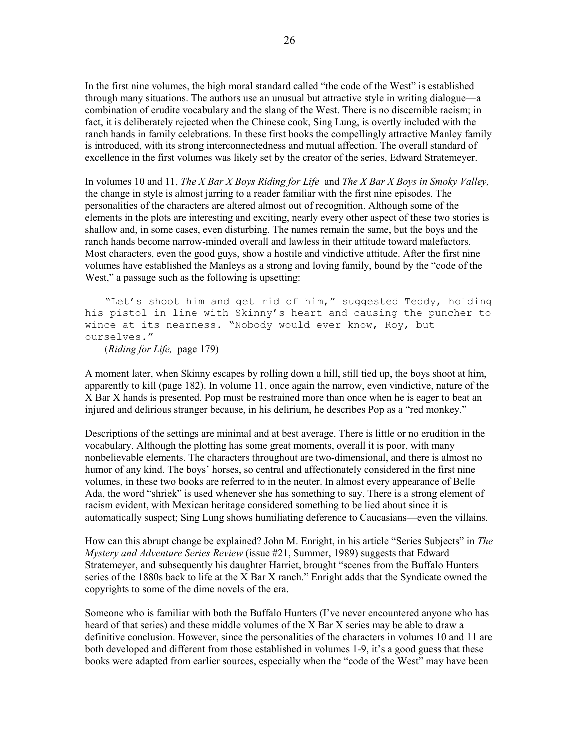In the first nine volumes, the high moral standard called "the code of the West" is established through many situations. The authors use an unusual but attractive style in writing dialogue—a combination of erudite vocabulary and the slang of the West. There is no discernible racism; in fact, it is deliberately rejected when the Chinese cook, Sing Lung, is overtly included with the ranch hands in family celebrations. In these first books the compellingly attractive Manley family is introduced, with its strong interconnectedness and mutual affection. The overall standard of excellence in the first volumes was likely set by the creator of the series, Edward Stratemeyer.

In volumes 10 and 11, *The X Bar X Boys Riding for Life* and *The X Bar X Boys in Smoky Valley,* the change in style is almost jarring to a reader familiar with the first nine episodes. The personalities of the characters are altered almost out of recognition. Although some of the elements in the plots are interesting and exciting, nearly every other aspect of these two stories is shallow and, in some cases, even disturbing. The names remain the same, but the boys and the ranch hands become narrow-minded overall and lawless in their attitude toward malefactors. Most characters, even the good guys, show a hostile and vindictive attitude. After the first nine volumes have established the Manleys as a strong and loving family, bound by the "code of the West," a passage such as the following is upsetting:

> "Let's shoot him and get rid of him," suggested Teddy, holding his pistol in line with Skinny's heart and causing the puncher to wince at its nearness. "Nobody would ever know, Roy, but ourselves."
>
> (*Riding for Life,* page 179)

A moment later, when Skinny escapes by rolling down a hill, still tied up, the boys shoot at him, apparently to kill (page 182). In volume 11, once again the narrow, even vindictive, nature of the X Bar X hands is presented. Pop must be restrained more than once when he is eager to beat an injured and delirious stranger because, in his delirium, he describes Pop as a "red monkey."

Descriptions of the settings are minimal and at best average. There is little or no erudition in the vocabulary. Although the plotting has some great moments, overall it is poor, with many nonbelievable elements. The characters throughout are two-dimensional, and there is almost no humor of any kind. The boys' horses, so central and affectionately considered in the first nine volumes, in these two books are referred to in the neuter. In almost every appearance of Belle Ada, the word "shriek" is used whenever she has something to say. There is a strong element of racism evident, with Mexican heritage considered something to be lied about since it is automatically suspect; Sing Lung shows humiliating deference to Caucasians—even the villains.

How can this abrupt change be explained? John M. Enright, in his article "Series Subjects" in *The Mystery and Adventure Series Review* (issue #21, Summer, 1989) suggests that Edward Stratemeyer, and subsequently his daughter Harriet, brought "scenes from the Buffalo Hunters series of the 1880s back to life at the X Bar X ranch." Enright adds that the Syndicate owned the copyrights to some of the dime novels of the era.

Someone who is familiar with both the Buffalo Hunters (I've never encountered anyone who has heard of that series) and these middle volumes of the X Bar X series may be able to draw a definitive conclusion. However, since the personalities of the characters in volumes 10 and 11 are both developed and different from those established in volumes 1-9, it's a good guess that these books were adapted from earlier sources, especially when the "code of the West" may have been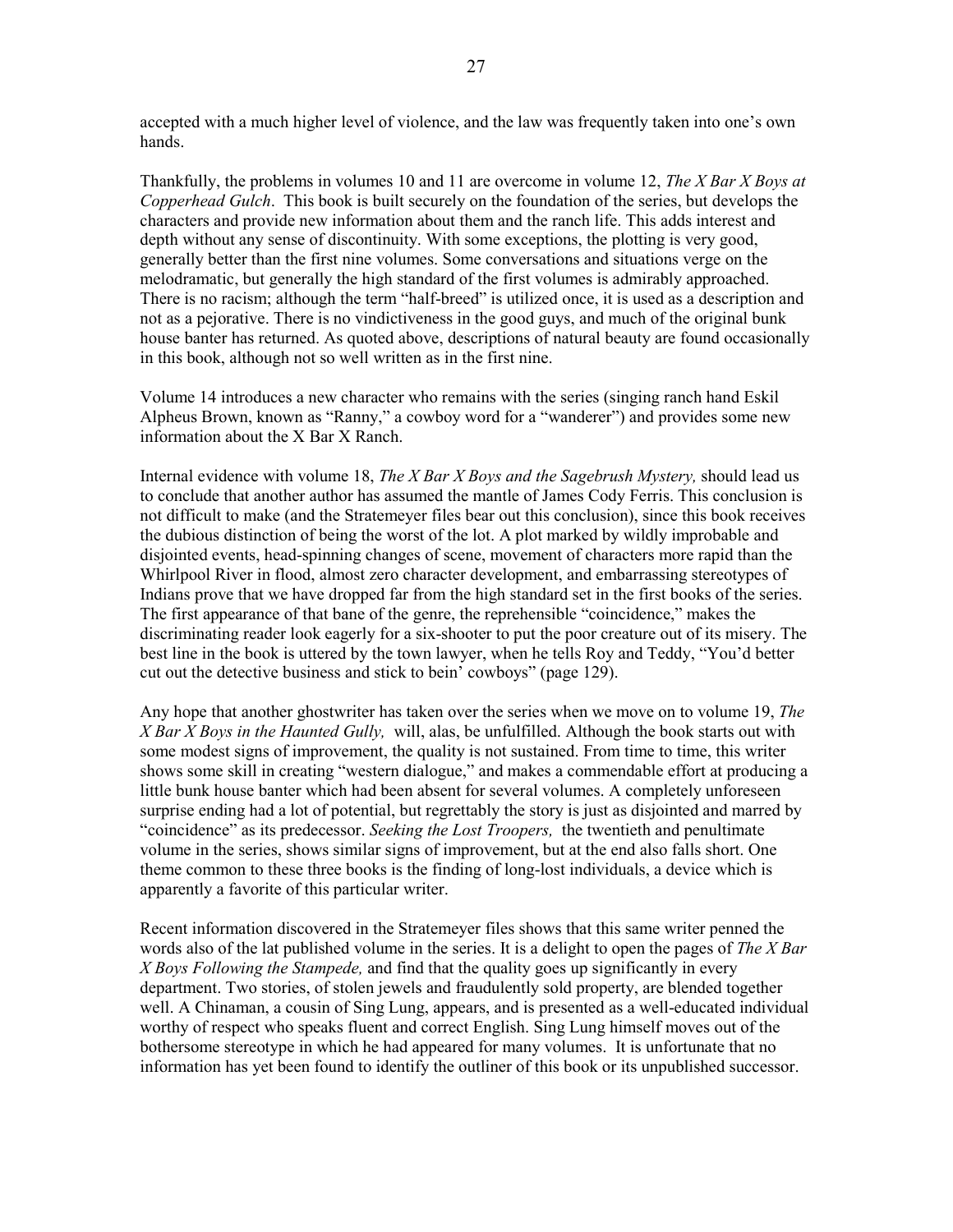accepted with a much higher level of violence, and the law was frequently taken into one's own hands.

Thankfully, the problems in volumes 10 and 11 are overcome in volume 12, *The X Bar X Boys at Copperhead Gulch*. This book is built securely on the foundation of the series, but develops the characters and provide new information about them and the ranch life. This adds interest and depth without any sense of discontinuity. With some exceptions, the plotting is very good, generally better than the first nine volumes. Some conversations and situations verge on the melodramatic, but generally the high standard of the first volumes is admirably approached. There is no racism; although the term "half-breed" is utilized once, it is used as a description and not as a pejorative. There is no vindictiveness in the good guys, and much of the original bunk house banter has returned. As quoted above, descriptions of natural beauty are found occasionally in this book, although not so well written as in the first nine.

Volume 14 introduces a new character who remains with the series (singing ranch hand Eskil Alpheus Brown, known as "Ranny," a cowboy word for a "wanderer") and provides some new information about the X Bar X Ranch.

Internal evidence with volume 18, *The X Bar X Boys and the Sagebrush Mystery,* should lead us to conclude that another author has assumed the mantle of James Cody Ferris. This conclusion is not difficult to make (and the Stratemeyer files bear out this conclusion), since this book receives the dubious distinction of being the worst of the lot. A plot marked by wildly improbable and disjointed events, head-spinning changes of scene, movement of characters more rapid than the Whirlpool River in flood, almost zero character development, and embarrassing stereotypes of Indians prove that we have dropped far from the high standard set in the first books of the series. The first appearance of that bane of the genre, the reprehensible "coincidence," makes the discriminating reader look eagerly for a six-shooter to put the poor creature out of its misery. The best line in the book is uttered by the town lawyer, when he tells Roy and Teddy, "You'd better cut out the detective business and stick to bein' cowboys" (page 129).

Any hope that another ghostwriter has taken over the series when we move on to volume 19, *The X Bar X Boys in the Haunted Gully,* will, alas, be unfulfilled. Although the book starts out with some modest signs of improvement, the quality is not sustained. From time to time, this writer shows some skill in creating "western dialogue," and makes a commendable effort at producing a little bunk house banter which had been absent for several volumes. A completely unforeseen surprise ending had a lot of potential, but regrettably the story is just as disjointed and marred by "coincidence" as its predecessor. *Seeking the Lost Troopers,* the twentieth and penultimate volume in the series, shows similar signs of improvement, but at the end also falls short. One theme common to these three books is the finding of long-lost individuals, a device which is apparently a favorite of this particular writer.

Recent information discovered in the Stratemeyer files shows that this same writer penned the words also of the lat published volume in the series. It is a delight to open the pages of *The X Bar X Boys Following the Stampede,* and find that the quality goes up significantly in every department. Two stories, of stolen jewels and fraudulently sold property, are blended together well. A Chinaman, a cousin of Sing Lung, appears, and is presented as a well-educated individual worthy of respect who speaks fluent and correct English. Sing Lung himself moves out of the bothersome stereotype in which he had appeared for many volumes. It is unfortunate that no information has yet been found to identify the outliner of this book or its unpublished successor.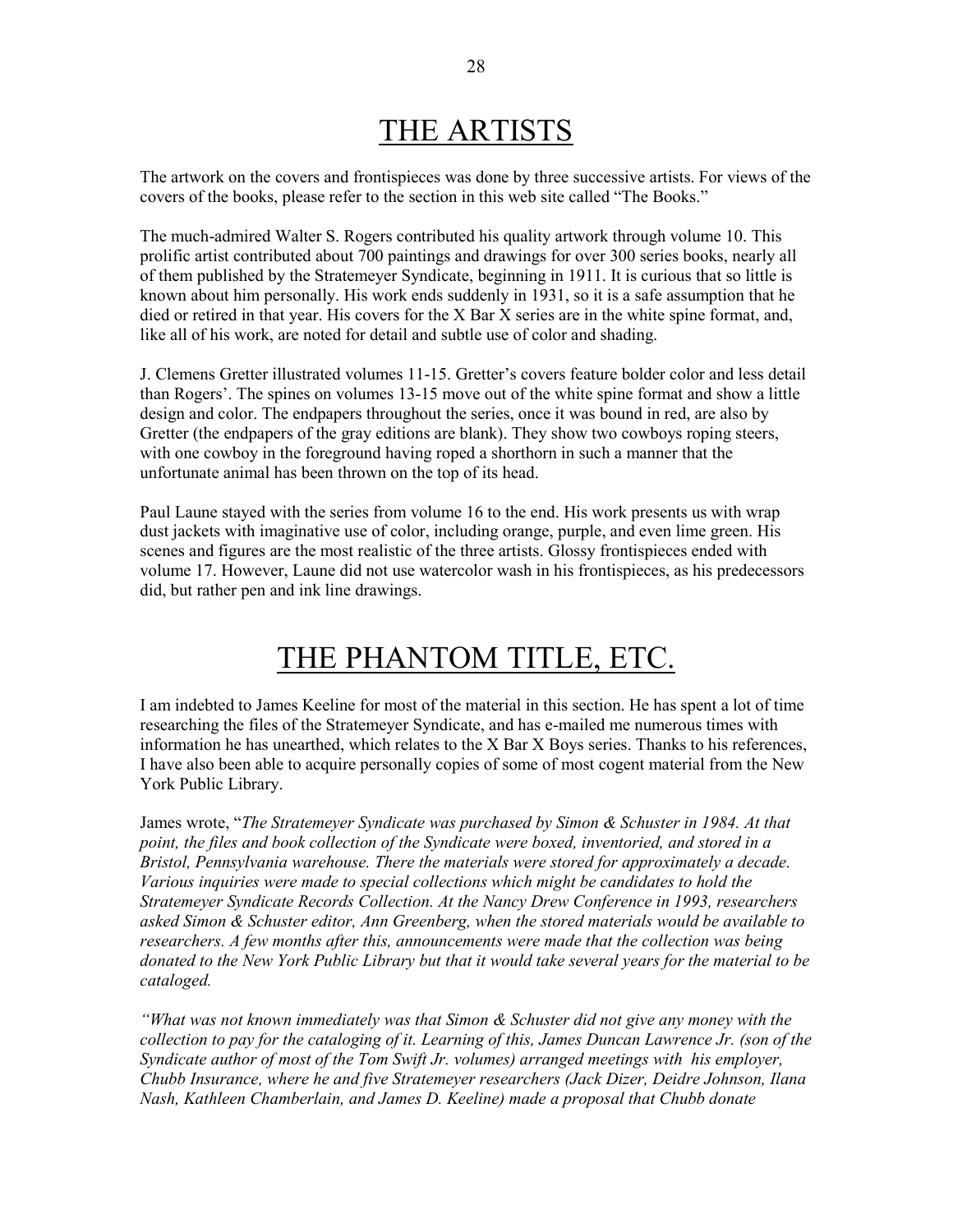# THE ARTISTS

The artwork on the covers and frontispieces was done by three successive artists. For views of the covers of the books, please refer to the section in this web site called "The Books."

The much-admired Walter S. Rogers contributed his quality artwork through volume 10. This prolific artist contributed about 700 paintings and drawings for over 300 series books, nearly all of them published by the Stratemeyer Syndicate, beginning in 1911. It is curious that so little is known about him personally. His work ends suddenly in 1931, so it is a safe assumption that he died or retired in that year. His covers for the X Bar X series are in the white spine format, and, like all of his work, are noted for detail and subtle use of color and shading.

J. Clemens Gretter illustrated volumes 11-15. Gretter's covers feature bolder color and less detail than Rogers'. The spines on volumes 13-15 move out of the white spine format and show a little design and color. The endpapers throughout the series, once it was bound in red, are also by Gretter (the endpapers of the gray editions are blank). They show two cowboys roping steers, with one cowboy in the foreground having roped a shorthorn in such a manner that the unfortunate animal has been thrown on the top of its head.

Paul Laune stayed with the series from volume 16 to the end. His work presents us with wrap dust jackets with imaginative use of color, including orange, purple, and even lime green. His scenes and figures are the most realistic of the three artists. Glossy frontispieces ended with volume 17. However, Laune did not use watercolor wash in his frontispieces, as his predecessors did, but rather pen and ink line drawings.

# THE PHANTOM TITLE, ETC.

I am indebted to James Keeline for most of the material in this section. He has spent a lot of time researching the files of the Stratemeyer Syndicate, and has e-mailed me numerous times with information he has unearthed, which relates to the X Bar X Boys series. Thanks to his references, I have also been able to acquire personally copies of some of most cogent material from the New York Public Library.

James wrote, "*The Stratemeyer Syndicate was purchased by Simon & Schuster in 1984. At that point, the files and book collection of the Syndicate were boxed, inventoried, and stored in a Bristol, Pennsylvania warehouse. There the materials were stored for approximately a decade. Various inquiries were made to special collections which might be candidates to hold the Stratemeyer Syndicate Records Collection. At the Nancy Drew Conference in 1993, researchers asked Simon & Schuster editor, Ann Greenberg, when the stored materials would be available to researchers. A few months after this, announcements were made that the collection was being donated to the New York Public Library but that it would take several years for the material to be cataloged.*

*"What was not known immediately was that Simon & Schuster did not give any money with the collection to pay for the cataloging of it. Learning of this, James Duncan Lawrence Jr. (son of the Syndicate author of most of the Tom Swift Jr. volumes) arranged meetings with his employer, Chubb Insurance, where he and five Stratemeyer researchers (Jack Dizer, Deidre Johnson, Ilana Nash, Kathleen Chamberlain, and James D. Keeline) made a proposal that Chubb donate*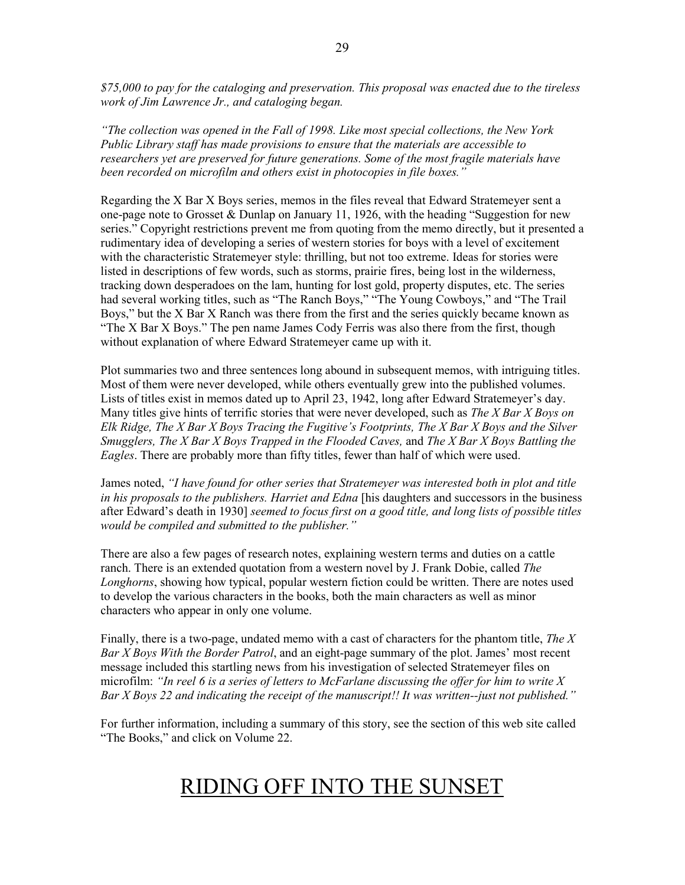*$75,000 to pay for the cataloging and preservation. This proposal was enacted due to the tireless work of Jim Lawrence Jr., and cataloging began.*

*"The collection was opened in the Fall of 1998. Like most special collections, the New York Public Library staff has made provisions to ensure that the materials are accessible to researchers yet are preserved for future generations. Some of the most fragile materials have been recorded on microfilm and others exist in photocopies in file boxes."*

Regarding the X Bar X Boys series, memos in the files reveal that Edward Stratemeyer sent a one-page note to Grosset & Dunlap on January 11, 1926, with the heading "Suggestion for new series." Copyright restrictions prevent me from quoting from the memo directly, but it presented a rudimentary idea of developing a series of western stories for boys with a level of excitement with the characteristic Stratemeyer style: thrilling, but not too extreme. Ideas for stories were listed in descriptions of few words, such as storms, prairie fires, being lost in the wilderness, tracking down desperadoes on the lam, hunting for lost gold, property disputes, etc. The series had several working titles, such as "The Ranch Boys," "The Young Cowboys," and "The Trail Boys," but the X Bar X Ranch was there from the first and the series quickly became known as "The X Bar X Boys." The pen name James Cody Ferris was also there from the first, though without explanation of where Edward Stratemeyer came up with it.

Plot summaries two and three sentences long abound in subsequent memos, with intriguing titles. Most of them were never developed, while others eventually grew into the published volumes. Lists of titles exist in memos dated up to April 23, 1942, long after Edward Stratemeyer's day. Many titles give hints of terrific stories that were never developed, such as *The X Bar X Boys on Elk Ridge, The X Bar X Boys Tracing the Fugitive's Footprints, The X Bar X Boys and the Silver Smugglers, The X Bar X Boys Trapped in the Flooded Caves,* and *The X Bar X Boys Battling the Eagles*. There are probably more than fifty titles, fewer than half of which were used.

James noted, *"I have found for other series that Stratemeyer was interested both in plot and title in his proposals to the publishers. Harriet and Edna* [his daughters and successors in the business after Edward's death in 1930] *seemed to focus first on a good title, and long lists of possible titles would be compiled and submitted to the publisher."*

There are also a few pages of research notes, explaining western terms and duties on a cattle ranch. There is an extended quotation from a western novel by J. Frank Dobie, called *The Longhorns*, showing how typical, popular western fiction could be written. There are notes used to develop the various characters in the books, both the main characters as well as minor characters who appear in only one volume.

Finally, there is a two-page, undated memo with a cast of characters for the phantom title, *The X Bar X Boys With the Border Patrol*, and an eight-page summary of the plot. James' most recent message included this startling news from his investigation of selected Stratemeyer files on microfilm: *"In reel 6 is a series of letters to McFarlane discussing the offer for him to write X Bar X Boys 22 and indicating the receipt of the manuscript!! It was written--just not published."*

For further information, including a summary of this story, see the section of this web site called "The Books," and click on Volume 22.

# RIDING OFF INTO THE SUNSET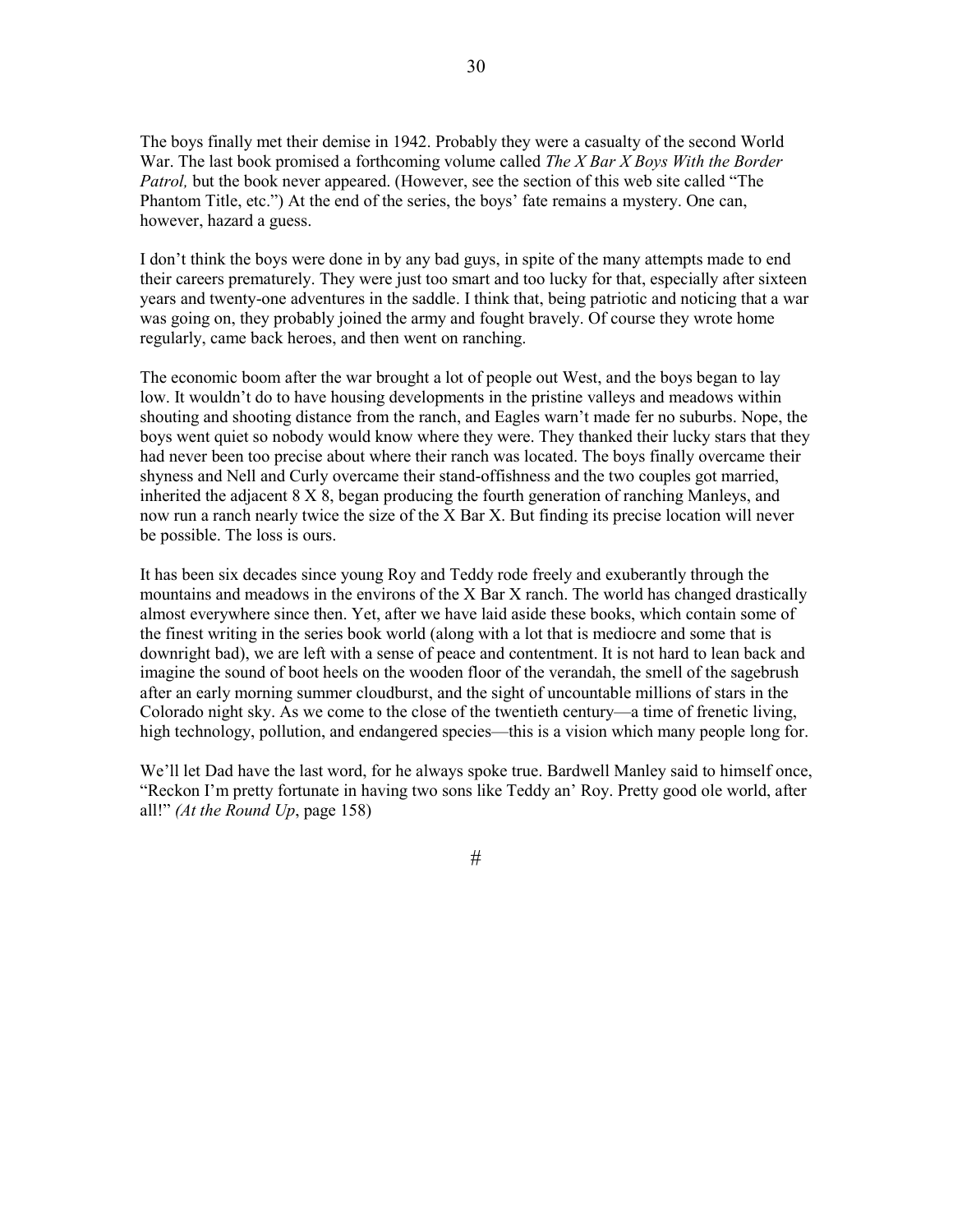The boys finally met their demise in 1942. Probably they were a casualty of the second World War. The last book promised a forthcoming volume called *The X Bar X Boys With the Border Patrol,* but the book never appeared. (However, see the section of this web site called "The Phantom Title, etc.") At the end of the series, the boys' fate remains a mystery. One can, however, hazard a guess.

I don't think the boys were done in by any bad guys, in spite of the many attempts made to end their careers prematurely. They were just too smart and too lucky for that, especially after sixteen years and twenty-one adventures in the saddle. I think that, being patriotic and noticing that a war was going on, they probably joined the army and fought bravely. Of course they wrote home regularly, came back heroes, and then went on ranching.

The economic boom after the war brought a lot of people out West, and the boys began to lay low. It wouldn't do to have housing developments in the pristine valleys and meadows within shouting and shooting distance from the ranch, and Eagles warn't made fer no suburbs. Nope, the boys went quiet so nobody would know where they were. They thanked their lucky stars that they had never been too precise about where their ranch was located. The boys finally overcame their shyness and Nell and Curly overcame their stand-offishness and the two couples got married, inherited the adjacent 8 X 8, began producing the fourth generation of ranching Manleys, and now run a ranch nearly twice the size of the X Bar X. But finding its precise location will never be possible. The loss is ours.

It has been six decades since young Roy and Teddy rode freely and exuberantly through the mountains and meadows in the environs of the X Bar X ranch. The world has changed drastically almost everywhere since then. Yet, after we have laid aside these books, which contain some of the finest writing in the series book world (along with a lot that is mediocre and some that is downright bad), we are left with a sense of peace and contentment. It is not hard to lean back and imagine the sound of boot heels on the wooden floor of the verandah, the smell of the sagebrush after an early morning summer cloudburst, and the sight of uncountable millions of stars in the Colorado night sky. As we come to the close of the twentieth century—a time of frenetic living, high technology, pollution, and endangered species—this is a vision which many people long for.

We'll let Dad have the last word, for he always spoke true. Bardwell Manley said to himself once, "Reckon I'm pretty fortunate in having two sons like Teddy an' Roy. Pretty good ole world, after all!" *(At the Round Up*, page 158)

#